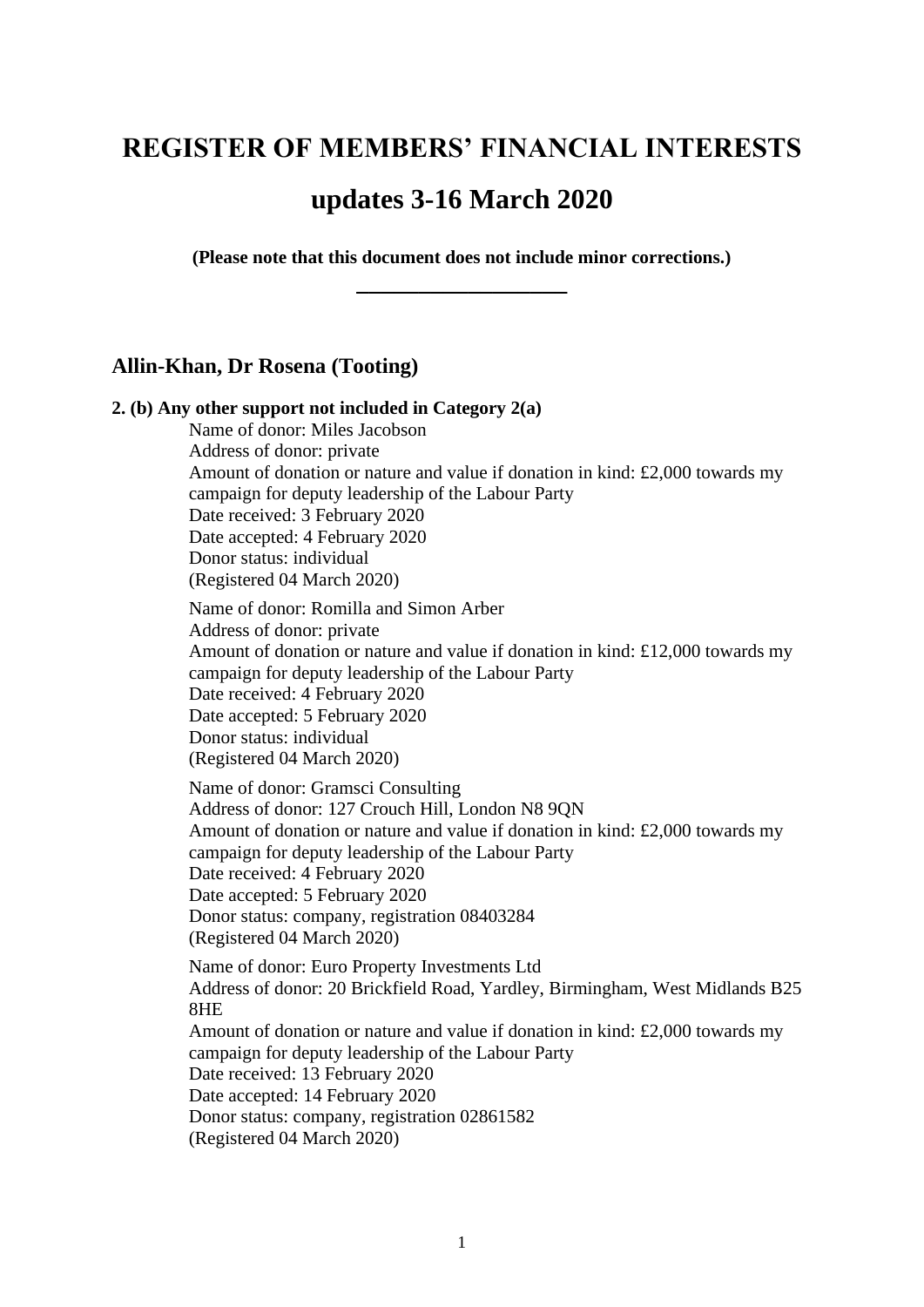# REGISTER OF MEMBERS' FINANCIAL INTERESTS

# updates 3-16 March 2020

**(Please note that this document does not include minor corrections.)**

---

## Allin-Khan, Dr Rosena (Tooting)

**2. (b) Any other support not included in Category 2(a)**

Name of donor: Miles Jacobson
Address of donor: private
Amount of donation or nature and value if donation in kind: £2,000 towards my campaign for deputy leadership of the Labour Party
Date received: 3 February 2020
Date accepted: 4 February 2020
Donor status: individual
(Registered 04 March 2020)

Name of donor: Romilla and Simon Arber
Address of donor: private
Amount of donation or nature and value if donation in kind: £12,000 towards my campaign for deputy leadership of the Labour Party
Date received: 4 February 2020
Date accepted: 5 February 2020
Donor status: individual
(Registered 04 March 2020)

Name of donor: Gramsci Consulting
Address of donor: 127 Crouch Hill, London N8 9QN
Amount of donation or nature and value if donation in kind: £2,000 towards my campaign for deputy leadership of the Labour Party
Date received: 4 February 2020
Date accepted: 5 February 2020
Donor status: company, registration 08403284
(Registered 04 March 2020)

Name of donor: Euro Property Investments Ltd
Address of donor: 20 Brickfield Road, Yardley, Birmingham, West Midlands B25 8HE
Amount of donation or nature and value if donation in kind: £2,000 towards my campaign for deputy leadership of the Labour Party
Date received: 13 February 2020
Date accepted: 14 February 2020
Donor status: company, registration 02861582
(Registered 04 March 2020)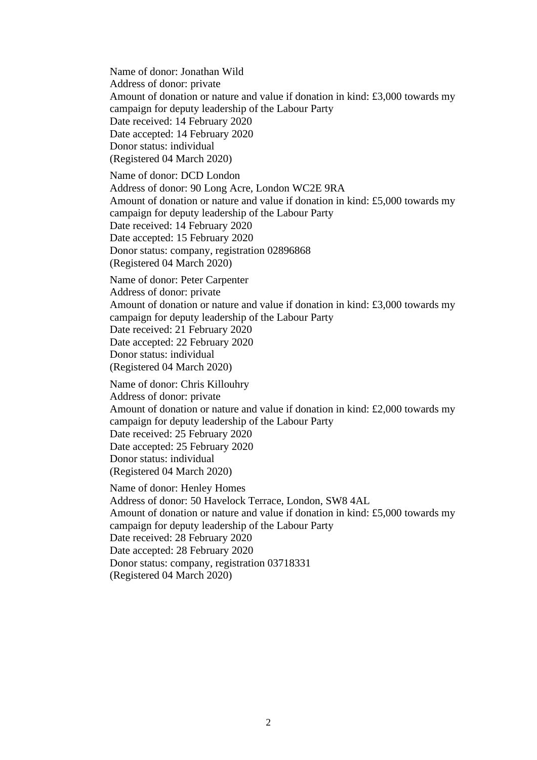Name of donor: Jonathan Wild
Address of donor: private
Amount of donation or nature and value if donation in kind: £3,000 towards my campaign for deputy leadership of the Labour Party
Date received: 14 February 2020
Date accepted: 14 February 2020
Donor status: individual
(Registered 04 March 2020)

Name of donor: DCD London
Address of donor: 90 Long Acre, London WC2E 9RA
Amount of donation or nature and value if donation in kind: £5,000 towards my campaign for deputy leadership of the Labour Party
Date received: 14 February 2020
Date accepted: 15 February 2020
Donor status: company, registration 02896868
(Registered 04 March 2020)

Name of donor: Peter Carpenter
Address of donor: private
Amount of donation or nature and value if donation in kind: £3,000 towards my campaign for deputy leadership of the Labour Party
Date received: 21 February 2020
Date accepted: 22 February 2020
Donor status: individual
(Registered 04 March 2020)

Name of donor: Chris Killouhry
Address of donor: private
Amount of donation or nature and value if donation in kind: £2,000 towards my campaign for deputy leadership of the Labour Party
Date received: 25 February 2020
Date accepted: 25 February 2020
Donor status: individual
(Registered 04 March 2020)

Name of donor: Henley Homes
Address of donor: 50 Havelock Terrace, London, SW8 4AL
Amount of donation or nature and value if donation in kind: £5,000 towards my campaign for deputy leadership of the Labour Party
Date received: 28 February 2020
Date accepted: 28 February 2020
Donor status: company, registration 03718331
(Registered 04 March 2020)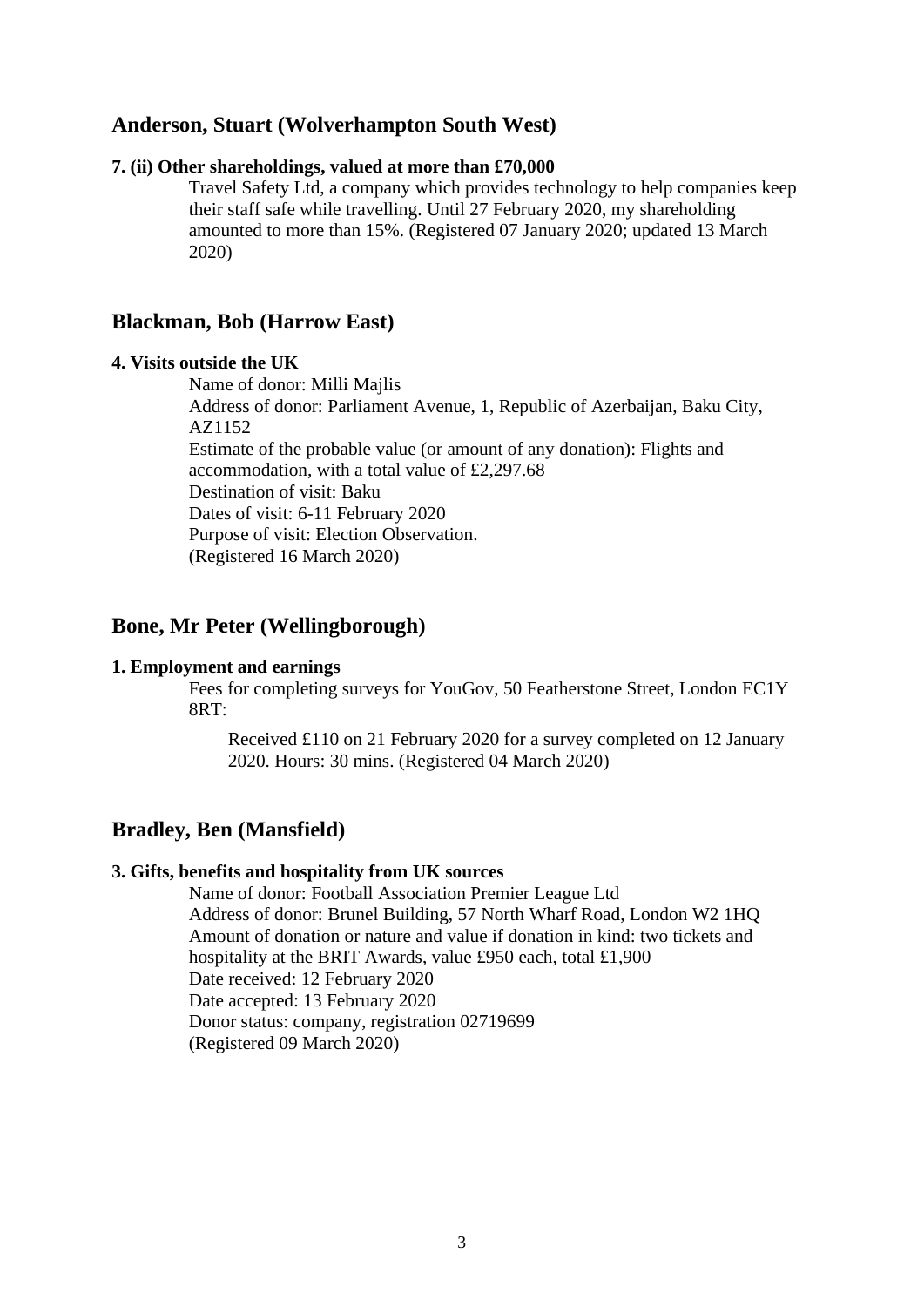## Anderson, Stuart (Wolverhampton South West)

### 7. (ii) Other shareholdings, valued at more than £70,000

Travel Safety Ltd, a company which provides technology to help companies keep their staff safe while travelling. Until 27 February 2020, my shareholding amounted to more than 15%. (Registered 07 January 2020; updated 13 March 2020)

## Blackman, Bob (Harrow East)

### 4. Visits outside the UK

Name of donor: Milli Majlis
Address of donor: Parliament Avenue, 1, Republic of Azerbaijan, Baku City, AZ1152
Estimate of the probable value (or amount of any donation): Flights and accommodation, with a total value of £2,297.68
Destination of visit: Baku
Dates of visit: 6-11 February 2020
Purpose of visit: Election Observation.
(Registered 16 March 2020)

## Bone, Mr Peter (Wellingborough)

### 1. Employment and earnings

Fees for completing surveys for YouGov, 50 Featherstone Street, London EC1Y 8RT:

Received £110 on 21 February 2020 for a survey completed on 12 January 2020. Hours: 30 mins. (Registered 04 March 2020)

## Bradley, Ben (Mansfield)

### 3. Gifts, benefits and hospitality from UK sources

Name of donor: Football Association Premier League Ltd
Address of donor: Brunel Building, 57 North Wharf Road, London W2 1HQ
Amount of donation or nature and value if donation in kind: two tickets and hospitality at the BRIT Awards, value £950 each, total £1,900
Date received: 12 February 2020
Date accepted: 13 February 2020
Donor status: company, registration 02719699
(Registered 09 March 2020)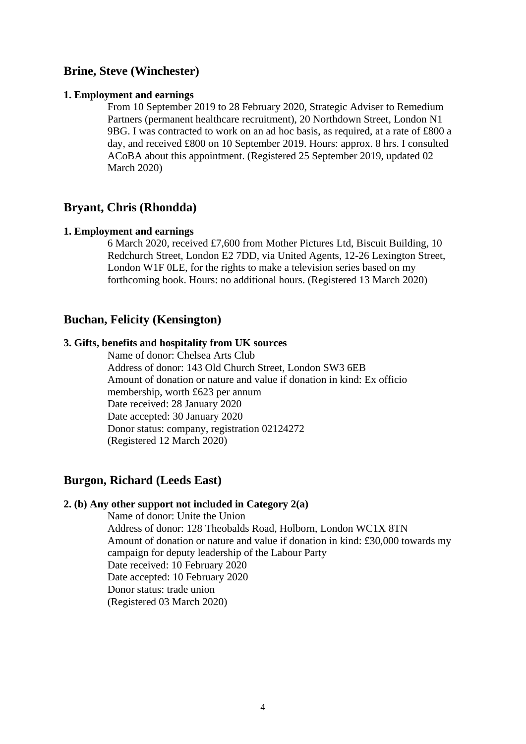## Brine, Steve (Winchester)

**1. Employment and earnings**

From 10 September 2019 to 28 February 2020, Strategic Adviser to Remedium Partners (permanent healthcare recruitment), 20 Northdown Street, London N1 9BG. I was contracted to work on an ad hoc basis, as required, at a rate of £800 a day, and received £800 on 10 September 2019. Hours: approx. 8 hrs. I consulted ACoBA about this appointment. (Registered 25 September 2019, updated 02 March 2020)

## Bryant, Chris (Rhondda)

**1. Employment and earnings**

6 March 2020, received £7,600 from Mother Pictures Ltd, Biscuit Building, 10 Redchurch Street, London E2 7DD, via United Agents, 12-26 Lexington Street, London W1F 0LE, for the rights to make a television series based on my forthcoming book. Hours: no additional hours. (Registered 13 March 2020)

## Buchan, Felicity (Kensington)

**3. Gifts, benefits and hospitality from UK sources**

Name of donor: Chelsea Arts Club
Address of donor: 143 Old Church Street, London SW3 6EB
Amount of donation or nature and value if donation in kind: Ex officio membership, worth £623 per annum
Date received: 28 January 2020
Date accepted: 30 January 2020
Donor status: company, registration 02124272
(Registered 12 March 2020)

## Burgon, Richard (Leeds East)

**2. (b) Any other support not included in Category 2(a)**

Name of donor: Unite the Union
Address of donor: 128 Theobalds Road, Holborn, London WC1X 8TN
Amount of donation or nature and value if donation in kind: £30,000 towards my campaign for deputy leadership of the Labour Party
Date received: 10 February 2020
Date accepted: 10 February 2020
Donor status: trade union
(Registered 03 March 2020)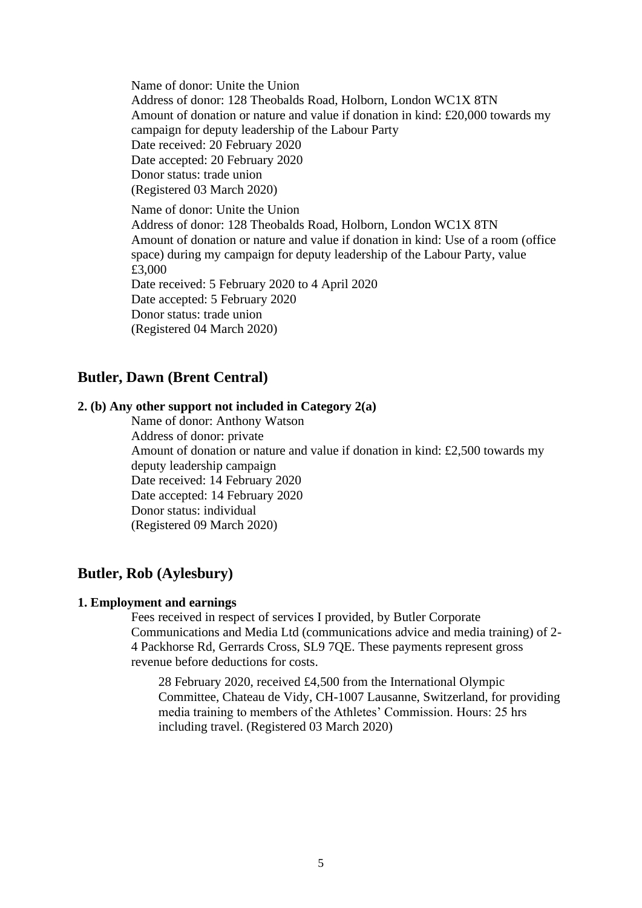Name of donor: Unite the Union
Address of donor: 128 Theobalds Road, Holborn, London WC1X 8TN
Amount of donation or nature and value if donation in kind: £20,000 towards my campaign for deputy leadership of the Labour Party
Date received: 20 February 2020
Date accepted: 20 February 2020
Donor status: trade union
(Registered 03 March 2020)

Name of donor: Unite the Union
Address of donor: 128 Theobalds Road, Holborn, London WC1X 8TN
Amount of donation or nature and value if donation in kind: Use of a room (office space) during my campaign for deputy leadership of the Labour Party, value £3,000
Date received: 5 February 2020 to 4 April 2020
Date accepted: 5 February 2020
Donor status: trade union
(Registered 04 March 2020)

## Butler, Dawn (Brent Central)

**2. (b) Any other support not included in Category 2(a)**

Name of donor: Anthony Watson
Address of donor: private
Amount of donation or nature and value if donation in kind: £2,500 towards my deputy leadership campaign
Date received: 14 February 2020
Date accepted: 14 February 2020
Donor status: individual
(Registered 09 March 2020)

## Butler, Rob (Aylesbury)

**1. Employment and earnings**

Fees received in respect of services I provided, by Butler Corporate Communications and Media Ltd (communications advice and media training) of 2-4 Packhorse Rd, Gerrards Cross, SL9 7QE. These payments represent gross revenue before deductions for costs.

28 February 2020, received £4,500 from the International Olympic Committee, Chateau de Vidy, CH-1007 Lausanne, Switzerland, for providing media training to members of the Athletes' Commission. Hours: 25 hrs including travel. (Registered 03 March 2020)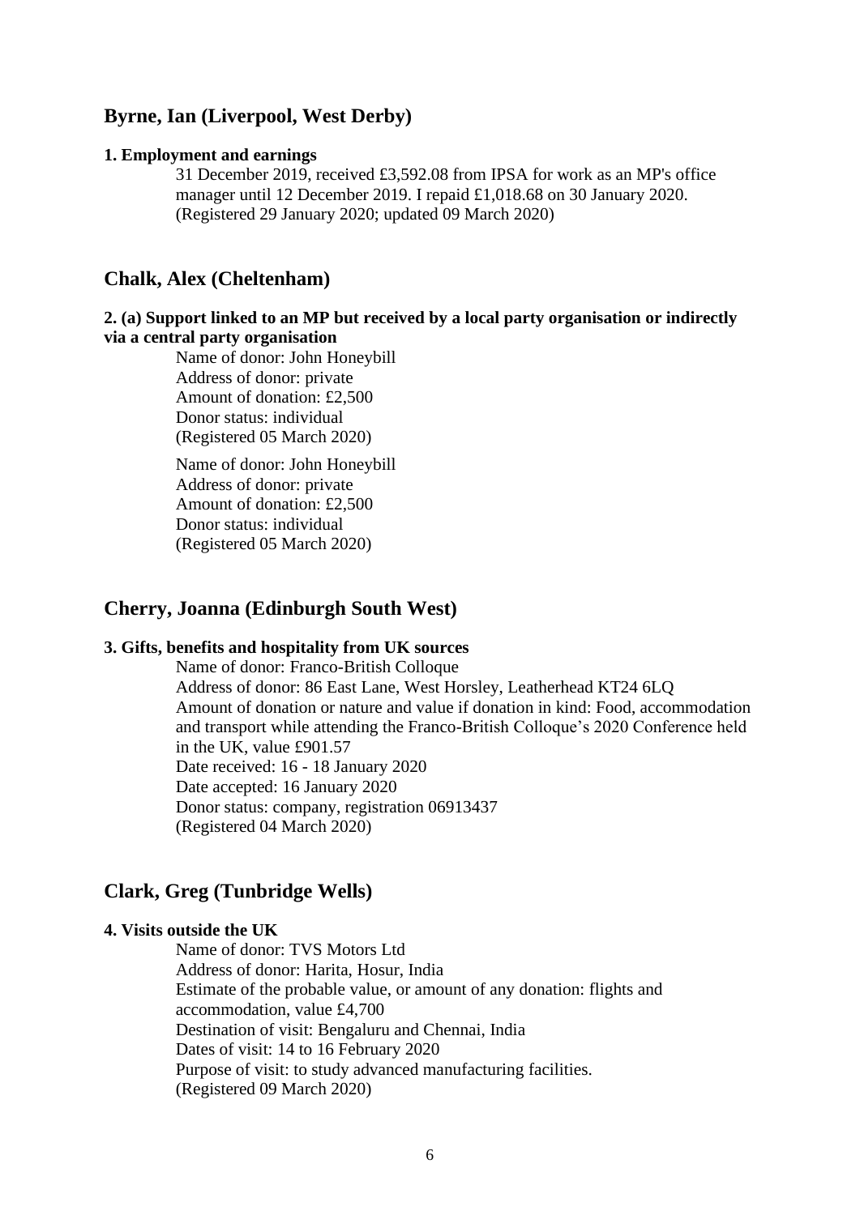## Byrne, Ian (Liverpool, West Derby)

**1. Employment and earnings**

31 December 2019, received £3,592.08 from IPSA for work as an MP's office manager until 12 December 2019. I repaid £1,018.68 on 30 January 2020. (Registered 29 January 2020; updated 09 March 2020)

## Chalk, Alex (Cheltenham)

**2. (a) Support linked to an MP but received by a local party organisation or indirectly via a central party organisation**

Name of donor: John Honeybill  
Address of donor: private  
Amount of donation: £2,500  
Donor status: individual  
(Registered 05 March 2020)

Name of donor: John Honeybill  
Address of donor: private  
Amount of donation: £2,500  
Donor status: individual  
(Registered 05 March 2020)

## Cherry, Joanna (Edinburgh South West)

**3. Gifts, benefits and hospitality from UK sources**

Name of donor: Franco-British Colloque  
Address of donor: 86 East Lane, West Horsley, Leatherhead KT24 6LQ  
Amount of donation or nature and value if donation in kind: Food, accommodation and transport while attending the Franco-British Colloque's 2020 Conference held in the UK, value £901.57  
Date received: 16 - 18 January 2020  
Date accepted: 16 January 2020  
Donor status: company, registration 06913437  
(Registered 04 March 2020)

## Clark, Greg (Tunbridge Wells)

**4. Visits outside the UK**

Name of donor: TVS Motors Ltd  
Address of donor: Harita, Hosur, India  
Estimate of the probable value, or amount of any donation: flights and accommodation, value £4,700  
Destination of visit: Bengaluru and Chennai, India  
Dates of visit: 14 to 16 February 2020  
Purpose of visit: to study advanced manufacturing facilities.  
(Registered 09 March 2020)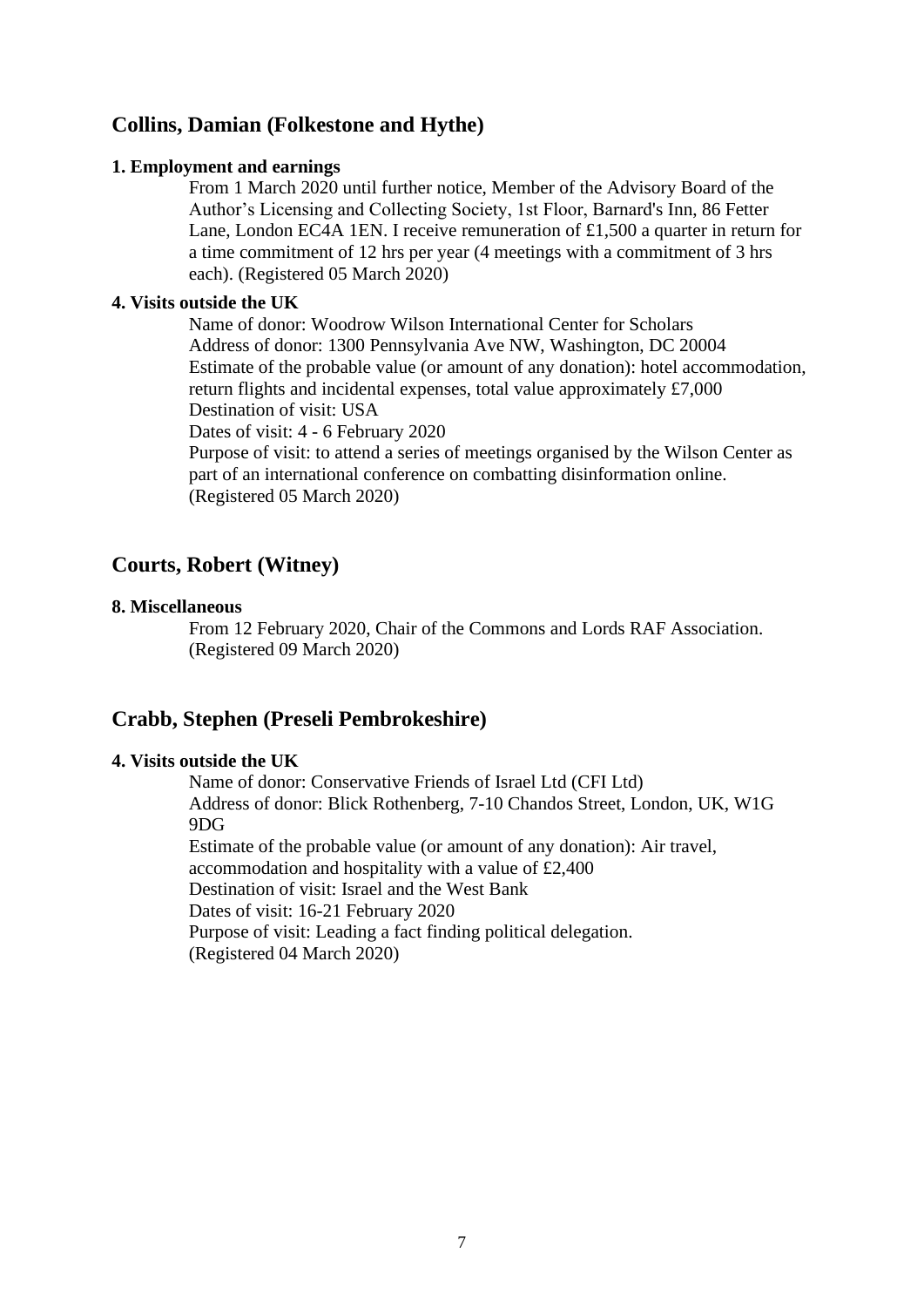## Collins, Damian (Folkestone and Hythe)

**1. Employment and earnings**

From 1 March 2020 until further notice, Member of the Advisory Board of the Author's Licensing and Collecting Society, 1st Floor, Barnard's Inn, 86 Fetter Lane, London EC4A 1EN. I receive remuneration of £1,500 a quarter in return for a time commitment of 12 hrs per year (4 meetings with a commitment of 3 hrs each). (Registered 05 March 2020)

**4. Visits outside the UK**

Name of donor: Woodrow Wilson International Center for Scholars
Address of donor: 1300 Pennsylvania Ave NW, Washington, DC 20004
Estimate of the probable value (or amount of any donation): hotel accommodation, return flights and incidental expenses, total value approximately £7,000
Destination of visit: USA
Dates of visit: 4 - 6 February 2020
Purpose of visit: to attend a series of meetings organised by the Wilson Center as part of an international conference on combatting disinformation online.
(Registered 05 March 2020)

## Courts, Robert (Witney)

**8. Miscellaneous**

From 12 February 2020, Chair of the Commons and Lords RAF Association. (Registered 09 March 2020)

## Crabb, Stephen (Preseli Pembrokeshire)

**4. Visits outside the UK**

Name of donor: Conservative Friends of Israel Ltd (CFI Ltd)
Address of donor: Blick Rothenberg, 7-10 Chandos Street, London, UK, W1G 9DG
Estimate of the probable value (or amount of any donation): Air travel, accommodation and hospitality with a value of £2,400
Destination of visit: Israel and the West Bank
Dates of visit: 16-21 February 2020
Purpose of visit: Leading a fact finding political delegation.
(Registered 04 March 2020)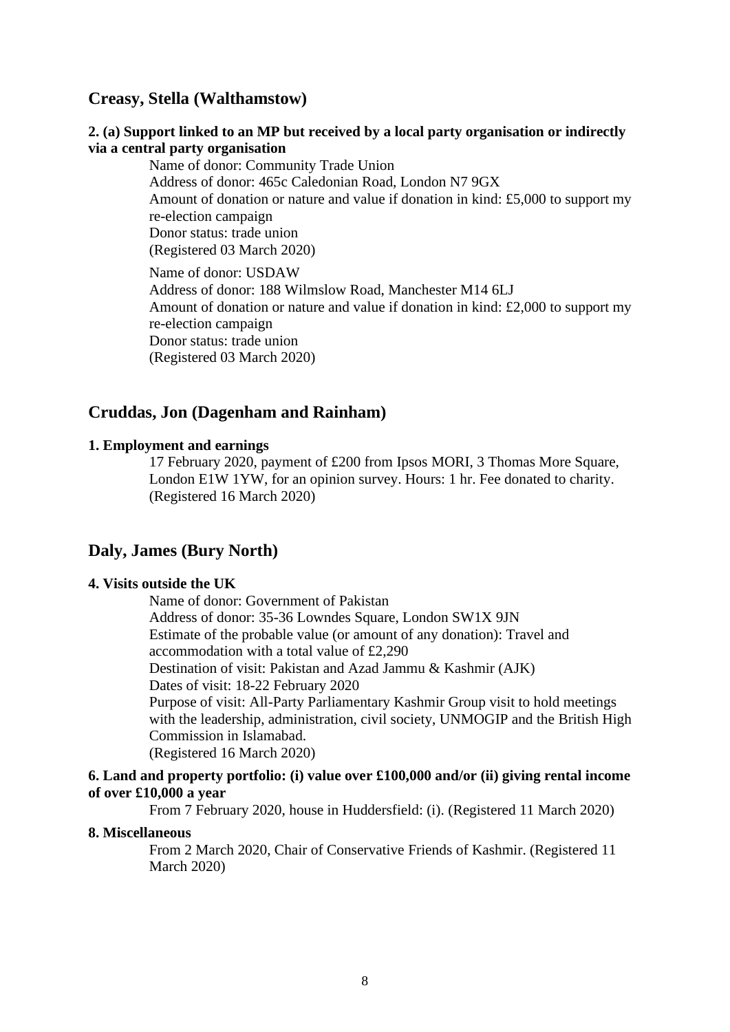## Creasy, Stella (Walthamstow)

**2. (a) Support linked to an MP but received by a local party organisation or indirectly via a central party organisation**

Name of donor: Community Trade Union
Address of donor: 465c Caledonian Road, London N7 9GX
Amount of donation or nature and value if donation in kind: £5,000 to support my re-election campaign
Donor status: trade union
(Registered 03 March 2020)

Name of donor: USDAW
Address of donor: 188 Wilmslow Road, Manchester M14 6LJ
Amount of donation or nature and value if donation in kind: £2,000 to support my re-election campaign
Donor status: trade union
(Registered 03 March 2020)

## Cruddas, Jon (Dagenham and Rainham)

**1. Employment and earnings**

17 February 2020, payment of £200 from Ipsos MORI, 3 Thomas More Square, London E1W 1YW, for an opinion survey. Hours: 1 hr. Fee donated to charity. (Registered 16 March 2020)

## Daly, James (Bury North)

**4. Visits outside the UK**

Name of donor: Government of Pakistan
Address of donor: 35-36 Lowndes Square, London SW1X 9JN
Estimate of the probable value (or amount of any donation): Travel and accommodation with a total value of £2,290
Destination of visit: Pakistan and Azad Jammu & Kashmir (AJK)
Dates of visit: 18-22 February 2020
Purpose of visit: All-Party Parliamentary Kashmir Group visit to hold meetings with the leadership, administration, civil society, UNMOGIP and the British High Commission in Islamabad.
(Registered 16 March 2020)

**6. Land and property portfolio: (i) value over £100,000 and/or (ii) giving rental income of over £10,000 a year**

From 7 February 2020, house in Huddersfield: (i). (Registered 11 March 2020)

**8. Miscellaneous**

From 2 March 2020, Chair of Conservative Friends of Kashmir. (Registered 11 March 2020)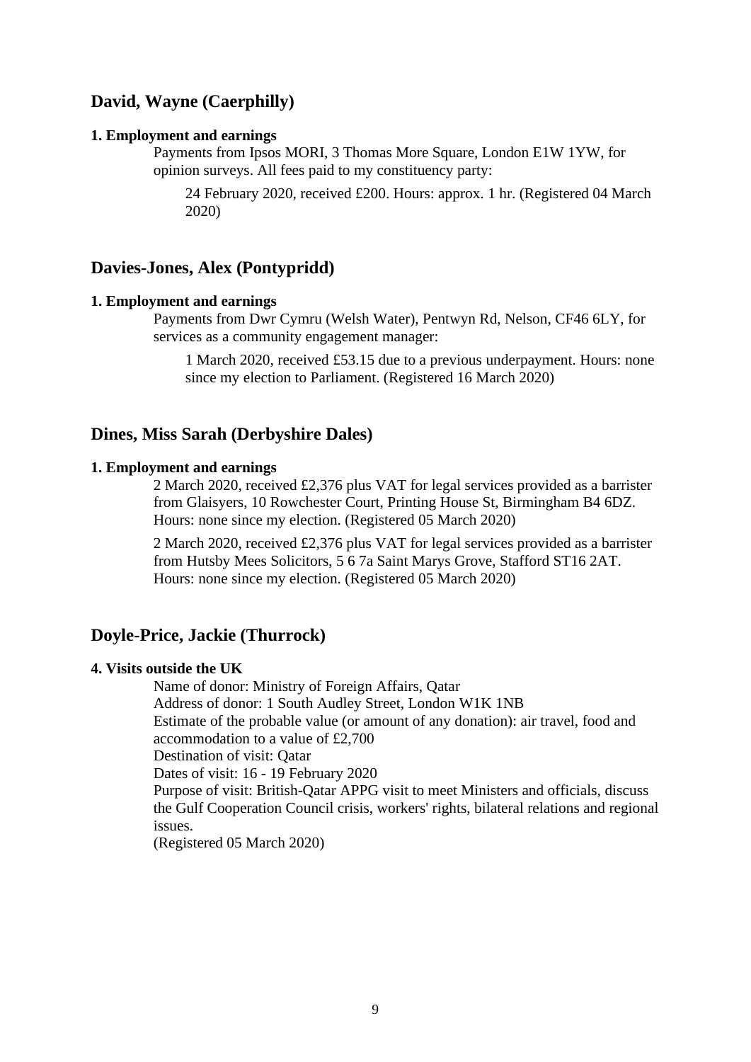## David, Wayne (Caerphilly)

**1. Employment and earnings**

Payments from Ipsos MORI, 3 Thomas More Square, London E1W 1YW, for opinion surveys. All fees paid to my constituency party:

24 February 2020, received £200. Hours: approx. 1 hr. (Registered 04 March 2020)

## Davies-Jones, Alex (Pontypridd)

**1. Employment and earnings**

Payments from Dwr Cymru (Welsh Water), Pentwyn Rd, Nelson, CF46 6LY, for services as a community engagement manager:

1 March 2020, received £53.15 due to a previous underpayment. Hours: none since my election to Parliament. (Registered 16 March 2020)

## Dines, Miss Sarah (Derbyshire Dales)

**1. Employment and earnings**

2 March 2020, received £2,376 plus VAT for legal services provided as a barrister from Glaisyers, 10 Rowchester Court, Printing House St, Birmingham B4 6DZ. Hours: none since my election. (Registered 05 March 2020)

2 March 2020, received £2,376 plus VAT for legal services provided as a barrister from Hutsby Mees Solicitors, 5 6 7a Saint Marys Grove, Stafford ST16 2AT. Hours: none since my election. (Registered 05 March 2020)

## Doyle-Price, Jackie (Thurrock)

**4. Visits outside the UK**

Name of donor: Ministry of Foreign Affairs, Qatar
Address of donor: 1 South Audley Street, London W1K 1NB
Estimate of the probable value (or amount of any donation): air travel, food and accommodation to a value of £2,700
Destination of visit: Qatar
Dates of visit: 16 - 19 February 2020
Purpose of visit: British-Qatar APPG visit to meet Ministers and officials, discuss the Gulf Cooperation Council crisis, workers' rights, bilateral relations and regional issues.
(Registered 05 March 2020)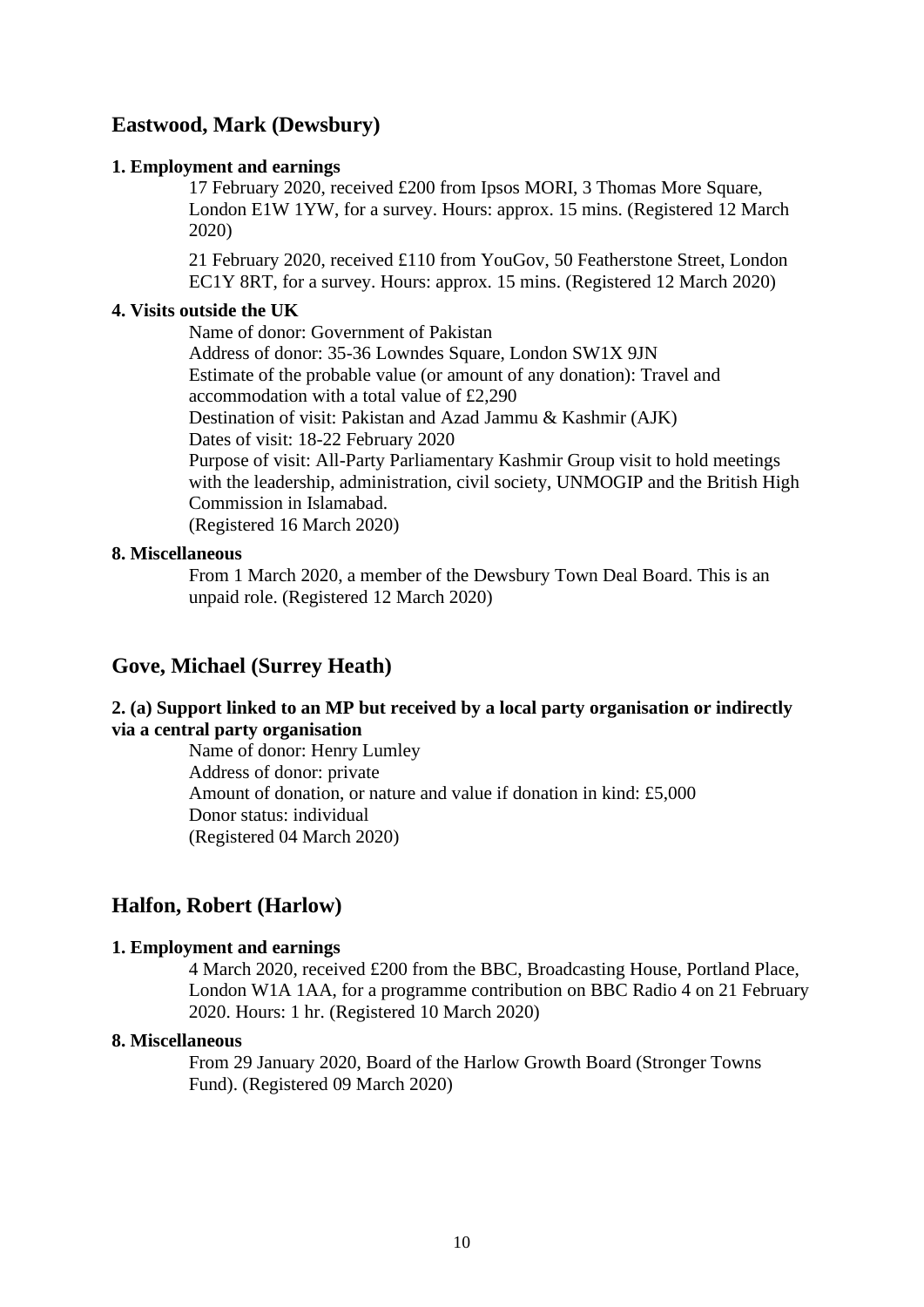## Eastwood, Mark (Dewsbury)

**1. Employment and earnings**

17 February 2020, received £200 from Ipsos MORI, 3 Thomas More Square, London E1W 1YW, for a survey. Hours: approx. 15 mins. (Registered 12 March 2020)

21 February 2020, received £110 from YouGov, 50 Featherstone Street, London EC1Y 8RT, for a survey. Hours: approx. 15 mins. (Registered 12 March 2020)

**4. Visits outside the UK**

Name of donor: Government of Pakistan
Address of donor: 35-36 Lowndes Square, London SW1X 9JN
Estimate of the probable value (or amount of any donation): Travel and accommodation with a total value of £2,290
Destination of visit: Pakistan and Azad Jammu & Kashmir (AJK)
Dates of visit: 18-22 February 2020
Purpose of visit: All-Party Parliamentary Kashmir Group visit to hold meetings with the leadership, administration, civil society, UNMOGIP and the British High Commission in Islamabad.
(Registered 16 March 2020)

**8. Miscellaneous**

From 1 March 2020, a member of the Dewsbury Town Deal Board. This is an unpaid role. (Registered 12 March 2020)

## Gove, Michael (Surrey Heath)

**2. (a) Support linked to an MP but received by a local party organisation or indirectly via a central party organisation**

Name of donor: Henry Lumley
Address of donor: private
Amount of donation, or nature and value if donation in kind: £5,000
Donor status: individual
(Registered 04 March 2020)

## Halfon, Robert (Harlow)

**1. Employment and earnings**

4 March 2020, received £200 from the BBC, Broadcasting House, Portland Place, London W1A 1AA, for a programme contribution on BBC Radio 4 on 21 February 2020. Hours: 1 hr. (Registered 10 March 2020)

**8. Miscellaneous**

From 29 January 2020, Board of the Harlow Growth Board (Stronger Towns Fund). (Registered 09 March 2020)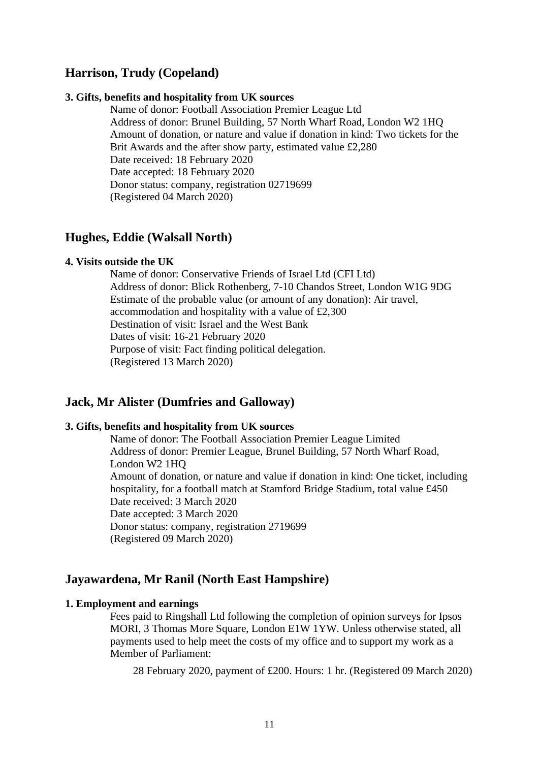## Harrison, Trudy (Copeland)

#### 3. Gifts, benefits and hospitality from UK sources

Name of donor: Football Association Premier League Ltd
Address of donor: Brunel Building, 57 North Wharf Road, London W2 1HQ
Amount of donation, or nature and value if donation in kind: Two tickets for the Brit Awards and the after show party, estimated value £2,280
Date received: 18 February 2020
Date accepted: 18 February 2020
Donor status: company, registration 02719699
(Registered 04 March 2020)

## Hughes, Eddie (Walsall North)

#### 4. Visits outside the UK

Name of donor: Conservative Friends of Israel Ltd (CFI Ltd)
Address of donor: Blick Rothenberg, 7-10 Chandos Street, London W1G 9DG
Estimate of the probable value (or amount of any donation): Air travel, accommodation and hospitality with a value of £2,300
Destination of visit: Israel and the West Bank
Dates of visit: 16-21 February 2020
Purpose of visit: Fact finding political delegation.
(Registered 13 March 2020)

## Jack, Mr Alister (Dumfries and Galloway)

#### 3. Gifts, benefits and hospitality from UK sources

Name of donor: The Football Association Premier League Limited
Address of donor: Premier League, Brunel Building, 57 North Wharf Road, London W2 1HQ
Amount of donation, or nature and value if donation in kind: One ticket, including hospitality, for a football match at Stamford Bridge Stadium, total value £450
Date received: 3 March 2020
Date accepted: 3 March 2020
Donor status: company, registration 2719699
(Registered 09 March 2020)

## Jayawardena, Mr Ranil (North East Hampshire)

#### 1. Employment and earnings

Fees paid to Ringshall Ltd following the completion of opinion surveys for Ipsos MORI, 3 Thomas More Square, London E1W 1YW. Unless otherwise stated, all payments used to help meet the costs of my office and to support my work as a Member of Parliament:

28 February 2020, payment of £200. Hours: 1 hr. (Registered 09 March 2020)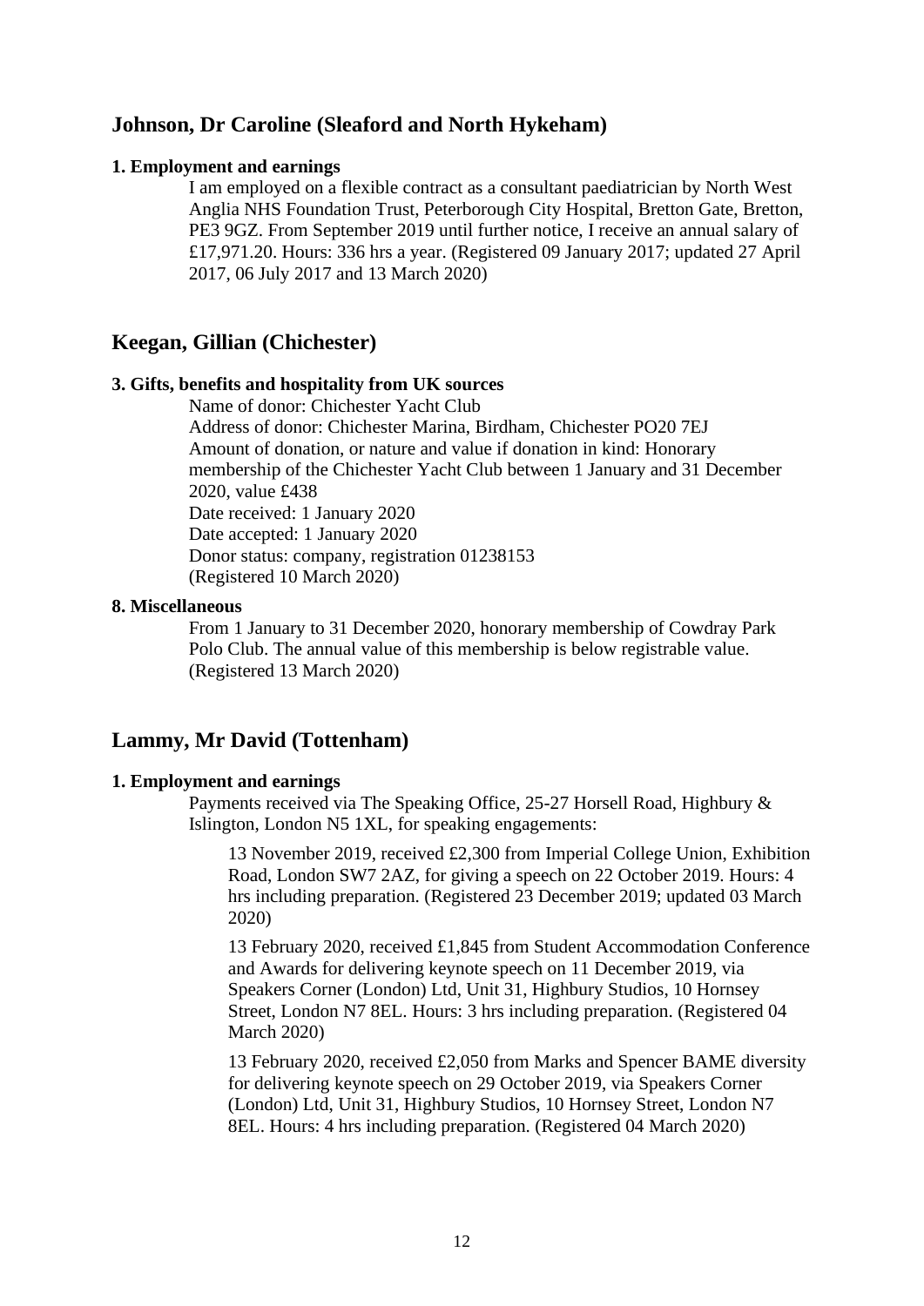## Johnson, Dr Caroline (Sleaford and North Hykeham)

**1. Employment and earnings**

I am employed on a flexible contract as a consultant paediatrician by North West Anglia NHS Foundation Trust, Peterborough City Hospital, Bretton Gate, Bretton, PE3 9GZ. From September 2019 until further notice, I receive an annual salary of £17,971.20. Hours: 336 hrs a year. (Registered 09 January 2017; updated 27 April 2017, 06 July 2017 and 13 March 2020)

## Keegan, Gillian (Chichester)

**3. Gifts, benefits and hospitality from UK sources**

Name of donor: Chichester Yacht Club
Address of donor: Chichester Marina, Birdham, Chichester PO20 7EJ
Amount of donation, or nature and value if donation in kind: Honorary membership of the Chichester Yacht Club between 1 January and 31 December 2020, value £438
Date received: 1 January 2020
Date accepted: 1 January 2020
Donor status: company, registration 01238153
(Registered 10 March 2020)

**8. Miscellaneous**

From 1 January to 31 December 2020, honorary membership of Cowdray Park Polo Club. The annual value of this membership is below registrable value. (Registered 13 March 2020)

## Lammy, Mr David (Tottenham)

**1. Employment and earnings**

Payments received via The Speaking Office, 25-27 Horsell Road, Highbury & Islington, London N5 1XL, for speaking engagements:

13 November 2019, received £2,300 from Imperial College Union, Exhibition Road, London SW7 2AZ, for giving a speech on 22 October 2019. Hours: 4 hrs including preparation. (Registered 23 December 2019; updated 03 March 2020)

13 February 2020, received £1,845 from Student Accommodation Conference and Awards for delivering keynote speech on 11 December 2019, via Speakers Corner (London) Ltd, Unit 31, Highbury Studios, 10 Hornsey Street, London N7 8EL. Hours: 3 hrs including preparation. (Registered 04 March 2020)

13 February 2020, received £2,050 from Marks and Spencer BAME diversity for delivering keynote speech on 29 October 2019, via Speakers Corner (London) Ltd, Unit 31, Highbury Studios, 10 Hornsey Street, London N7 8EL. Hours: 4 hrs including preparation. (Registered 04 March 2020)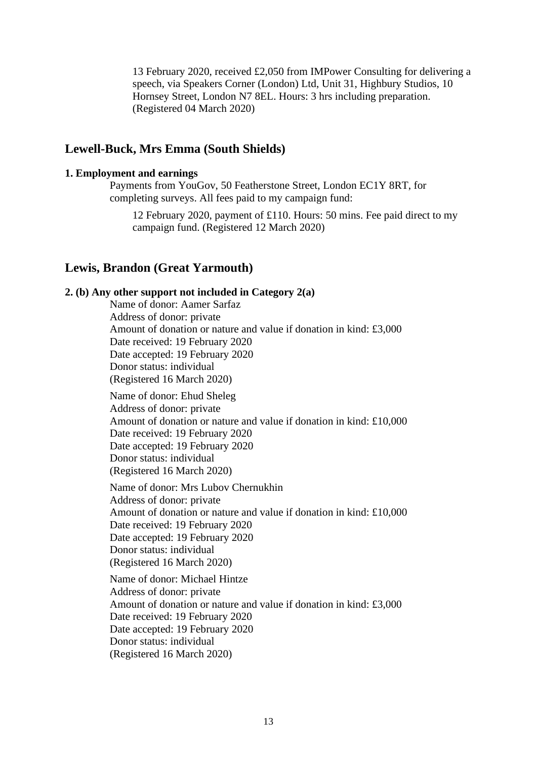13 February 2020, received £2,050 from IMPower Consulting for delivering a speech, via Speakers Corner (London) Ltd, Unit 31, Highbury Studios, 10 Hornsey Street, London N7 8EL. Hours: 3 hrs including preparation. (Registered 04 March 2020)

## Lewell-Buck, Mrs Emma (South Shields)

**1. Employment and earnings**

Payments from YouGov, 50 Featherstone Street, London EC1Y 8RT, for completing surveys. All fees paid to my campaign fund:

12 February 2020, payment of £110. Hours: 50 mins. Fee paid direct to my campaign fund. (Registered 12 March 2020)

## Lewis, Brandon (Great Yarmouth)

**2. (b) Any other support not included in Category 2(a)**

Name of donor: Aamer Sarfaz
Address of donor: private
Amount of donation or nature and value if donation in kind: £3,000
Date received: 19 February 2020
Date accepted: 19 February 2020
Donor status: individual
(Registered 16 March 2020)

Name of donor: Ehud Sheleg
Address of donor: private
Amount of donation or nature and value if donation in kind: £10,000
Date received: 19 February 2020
Date accepted: 19 February 2020
Donor status: individual
(Registered 16 March 2020)

Name of donor: Mrs Lubov Chernukhin
Address of donor: private
Amount of donation or nature and value if donation in kind: £10,000
Date received: 19 February 2020
Date accepted: 19 February 2020
Donor status: individual
(Registered 16 March 2020)

Name of donor: Michael Hintze
Address of donor: private
Amount of donation or nature and value if donation in kind: £3,000
Date received: 19 February 2020
Date accepted: 19 February 2020
Donor status: individual
(Registered 16 March 2020)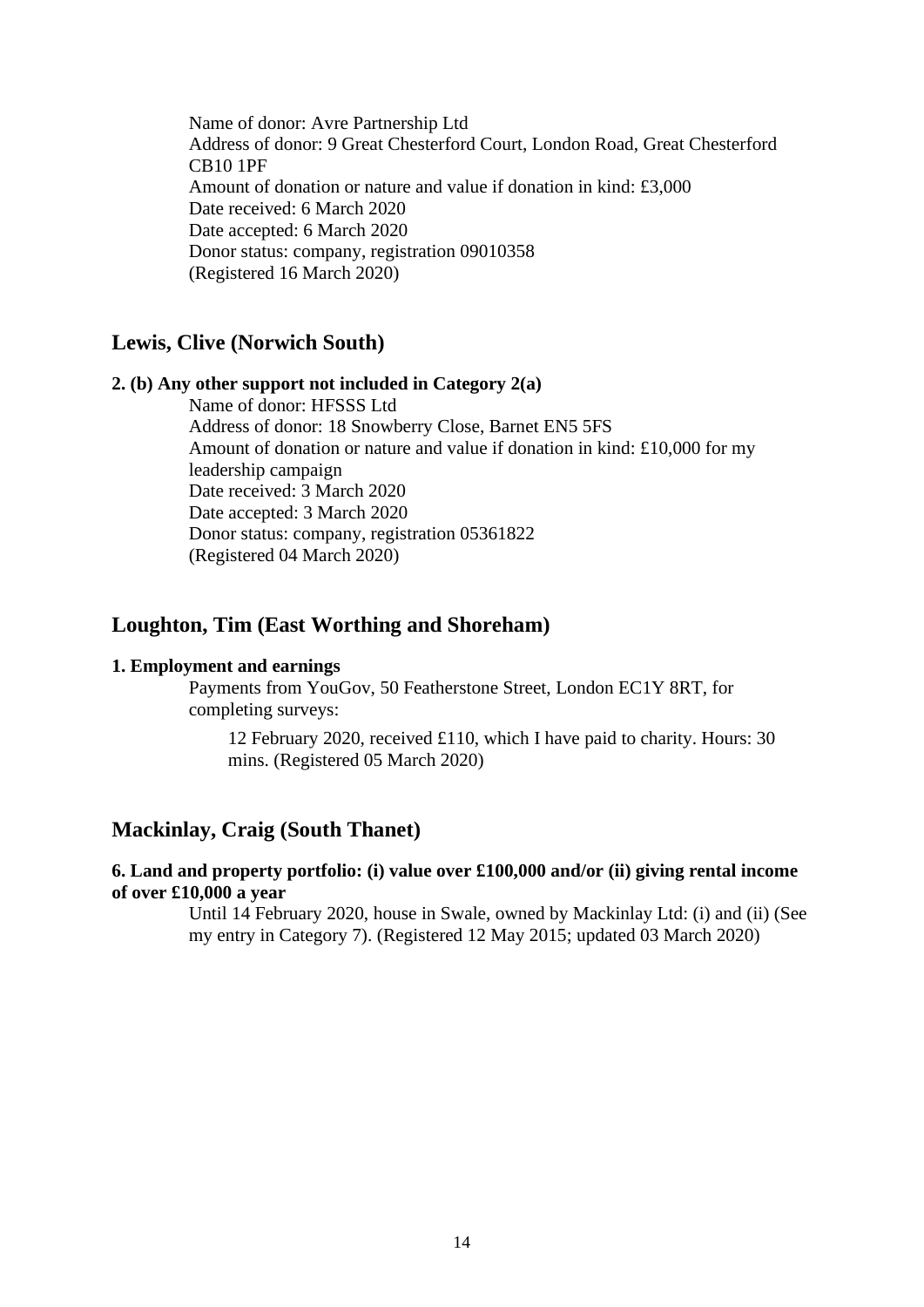Name of donor: Avre Partnership Ltd
Address of donor: 9 Great Chesterford Court, London Road, Great Chesterford CB10 1PF
Amount of donation or nature and value if donation in kind: £3,000
Date received: 6 March 2020
Date accepted: 6 March 2020
Donor status: company, registration 09010358
(Registered 16 March 2020)

## Lewis, Clive (Norwich South)

**2. (b) Any other support not included in Category 2(a)**

Name of donor: HFSSS Ltd
Address of donor: 18 Snowberry Close, Barnet EN5 5FS
Amount of donation or nature and value if donation in kind: £10,000 for my leadership campaign
Date received: 3 March 2020
Date accepted: 3 March 2020
Donor status: company, registration 05361822
(Registered 04 March 2020)

## Loughton, Tim (East Worthing and Shoreham)

**1. Employment and earnings**

Payments from YouGov, 50 Featherstone Street, London EC1Y 8RT, for completing surveys:

12 February 2020, received £110, which I have paid to charity. Hours: 30 mins. (Registered 05 March 2020)

## Mackinlay, Craig (South Thanet)

**6. Land and property portfolio: (i) value over £100,000 and/or (ii) giving rental income of over £10,000 a year**

Until 14 February 2020, house in Swale, owned by Mackinlay Ltd: (i) and (ii) (See my entry in Category 7). (Registered 12 May 2015; updated 03 March 2020)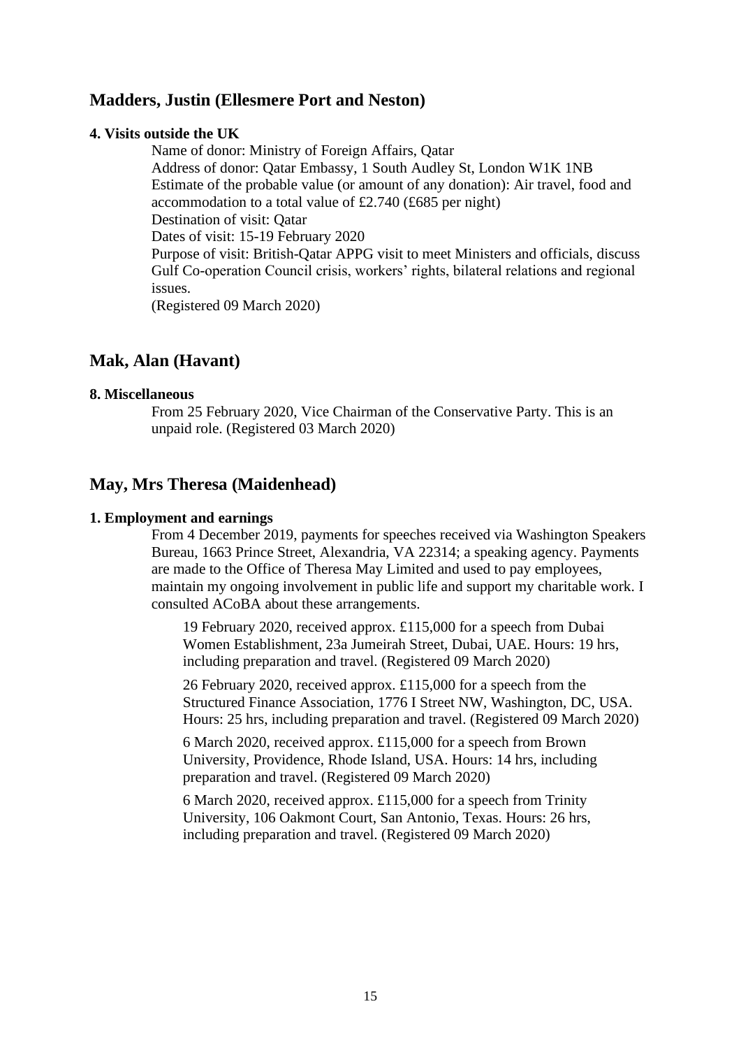## Madders, Justin (Ellesmere Port and Neston)

### 4. Visits outside the UK

Name of donor: Ministry of Foreign Affairs, Qatar
Address of donor: Qatar Embassy, 1 South Audley St, London W1K 1NB
Estimate of the probable value (or amount of any donation): Air travel, food and accommodation to a total value of £2.740 (£685 per night)
Destination of visit: Qatar
Dates of visit: 15-19 February 2020
Purpose of visit: British-Qatar APPG visit to meet Ministers and officials, discuss Gulf Co-operation Council crisis, workers' rights, bilateral relations and regional issues.
(Registered 09 March 2020)

## Mak, Alan (Havant)

### 8. Miscellaneous

From 25 February 2020, Vice Chairman of the Conservative Party. This is an unpaid role. (Registered 03 March 2020)

## May, Mrs Theresa (Maidenhead)

### 1. Employment and earnings

From 4 December 2019, payments for speeches received via Washington Speakers Bureau, 1663 Prince Street, Alexandria, VA 22314; a speaking agency. Payments are made to the Office of Theresa May Limited and used to pay employees, maintain my ongoing involvement in public life and support my charitable work. I consulted ACoBA about these arrangements.

19 February 2020, received approx. £115,000 for a speech from Dubai Women Establishment, 23a Jumeirah Street, Dubai, UAE. Hours: 19 hrs, including preparation and travel. (Registered 09 March 2020)

26 February 2020, received approx. £115,000 for a speech from the Structured Finance Association, 1776 I Street NW, Washington, DC, USA. Hours: 25 hrs, including preparation and travel. (Registered 09 March 2020)

6 March 2020, received approx. £115,000 for a speech from Brown University, Providence, Rhode Island, USA. Hours: 14 hrs, including preparation and travel. (Registered 09 March 2020)

6 March 2020, received approx. £115,000 for a speech from Trinity University, 106 Oakmont Court, San Antonio, Texas. Hours: 26 hrs, including preparation and travel. (Registered 09 March 2020)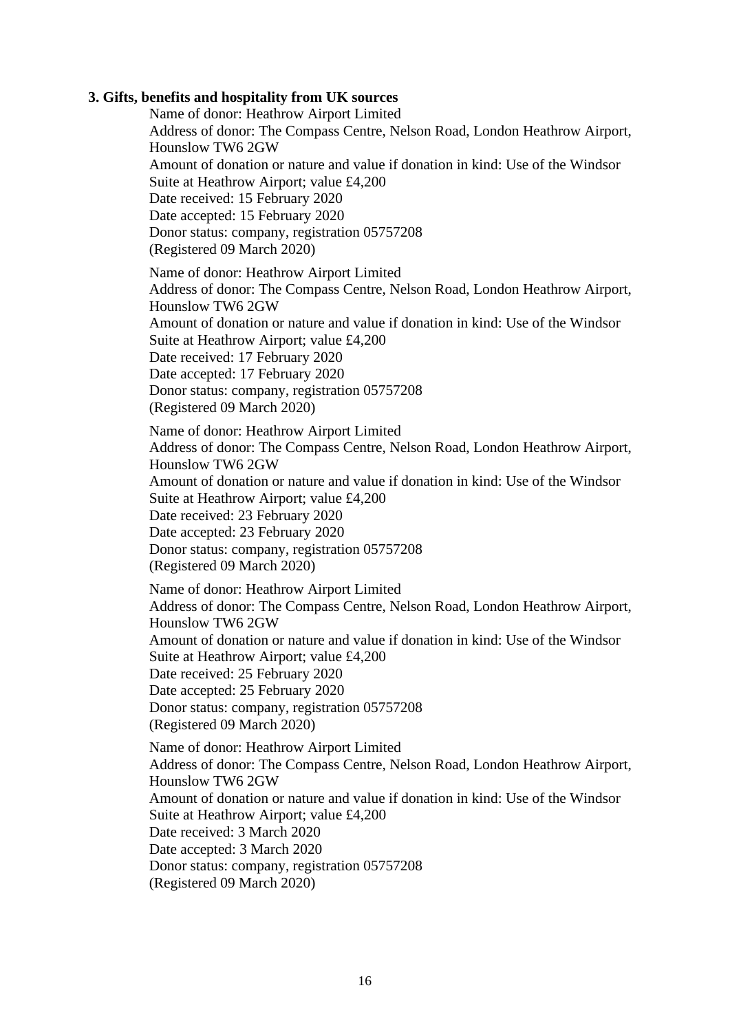**3. Gifts, benefits and hospitality from UK sources**

Name of donor: Heathrow Airport Limited
Address of donor: The Compass Centre, Nelson Road, London Heathrow Airport, Hounslow TW6 2GW
Amount of donation or nature and value if donation in kind: Use of the Windsor Suite at Heathrow Airport; value £4,200
Date received: 15 February 2020
Date accepted: 15 February 2020
Donor status: company, registration 05757208
(Registered 09 March 2020)

Name of donor: Heathrow Airport Limited
Address of donor: The Compass Centre, Nelson Road, London Heathrow Airport, Hounslow TW6 2GW
Amount of donation or nature and value if donation in kind: Use of the Windsor Suite at Heathrow Airport; value £4,200
Date received: 17 February 2020
Date accepted: 17 February 2020
Donor status: company, registration 05757208
(Registered 09 March 2020)

Name of donor: Heathrow Airport Limited
Address of donor: The Compass Centre, Nelson Road, London Heathrow Airport, Hounslow TW6 2GW
Amount of donation or nature and value if donation in kind: Use of the Windsor Suite at Heathrow Airport; value £4,200
Date received: 23 February 2020
Date accepted: 23 February 2020
Donor status: company, registration 05757208
(Registered 09 March 2020)

Name of donor: Heathrow Airport Limited
Address of donor: The Compass Centre, Nelson Road, London Heathrow Airport, Hounslow TW6 2GW
Amount of donation or nature and value if donation in kind: Use of the Windsor Suite at Heathrow Airport; value £4,200
Date received: 25 February 2020
Date accepted: 25 February 2020
Donor status: company, registration 05757208
(Registered 09 March 2020)

Name of donor: Heathrow Airport Limited
Address of donor: The Compass Centre, Nelson Road, London Heathrow Airport, Hounslow TW6 2GW
Amount of donation or nature and value if donation in kind: Use of the Windsor Suite at Heathrow Airport; value £4,200
Date received: 3 March 2020
Date accepted: 3 March 2020
Donor status: company, registration 05757208
(Registered 09 March 2020)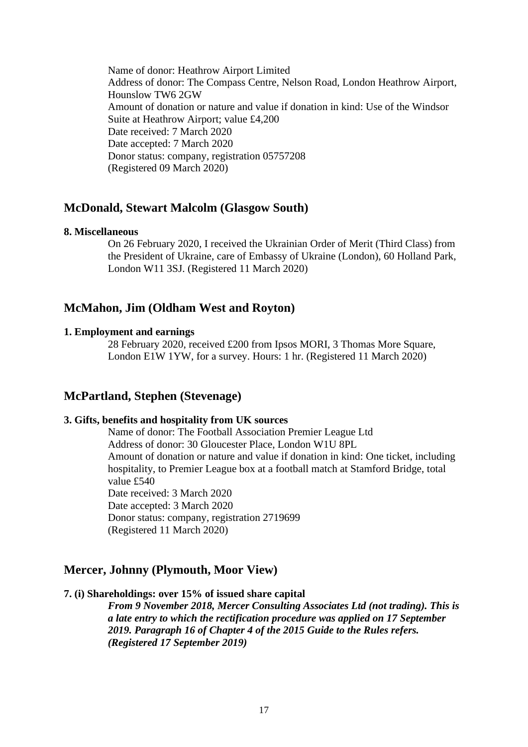Name of donor: Heathrow Airport Limited
Address of donor: The Compass Centre, Nelson Road, London Heathrow Airport, Hounslow TW6 2GW
Amount of donation or nature and value if donation in kind: Use of the Windsor Suite at Heathrow Airport; value £4,200
Date received: 7 March 2020
Date accepted: 7 March 2020
Donor status: company, registration 05757208
(Registered 09 March 2020)

## McDonald, Stewart Malcolm (Glasgow South)

**8. Miscellaneous**

On 26 February 2020, I received the Ukrainian Order of Merit (Third Class) from the President of Ukraine, care of Embassy of Ukraine (London), 60 Holland Park, London W11 3SJ. (Registered 11 March 2020)

## McMahon, Jim (Oldham West and Royton)

**1. Employment and earnings**

28 February 2020, received £200 from Ipsos MORI, 3 Thomas More Square, London E1W 1YW, for a survey. Hours: 1 hr. (Registered 11 March 2020)

## McPartland, Stephen (Stevenage)

**3. Gifts, benefits and hospitality from UK sources**

Name of donor: The Football Association Premier League Ltd
Address of donor: 30 Gloucester Place, London W1U 8PL
Amount of donation or nature and value if donation in kind: One ticket, including hospitality, to Premier League box at a football match at Stamford Bridge, total value £540
Date received: 3 March 2020
Date accepted: 3 March 2020
Donor status: company, registration 2719699
(Registered 11 March 2020)

## Mercer, Johnny (Plymouth, Moor View)

**7. (i) Shareholdings: over 15% of issued share capital**

***From 9 November 2018, Mercer Consulting Associates Ltd (not trading). This is a late entry to which the rectification procedure was applied on 17 September 2019. Paragraph 16 of Chapter 4 of the 2015 Guide to the Rules refers. (Registered 17 September 2019)***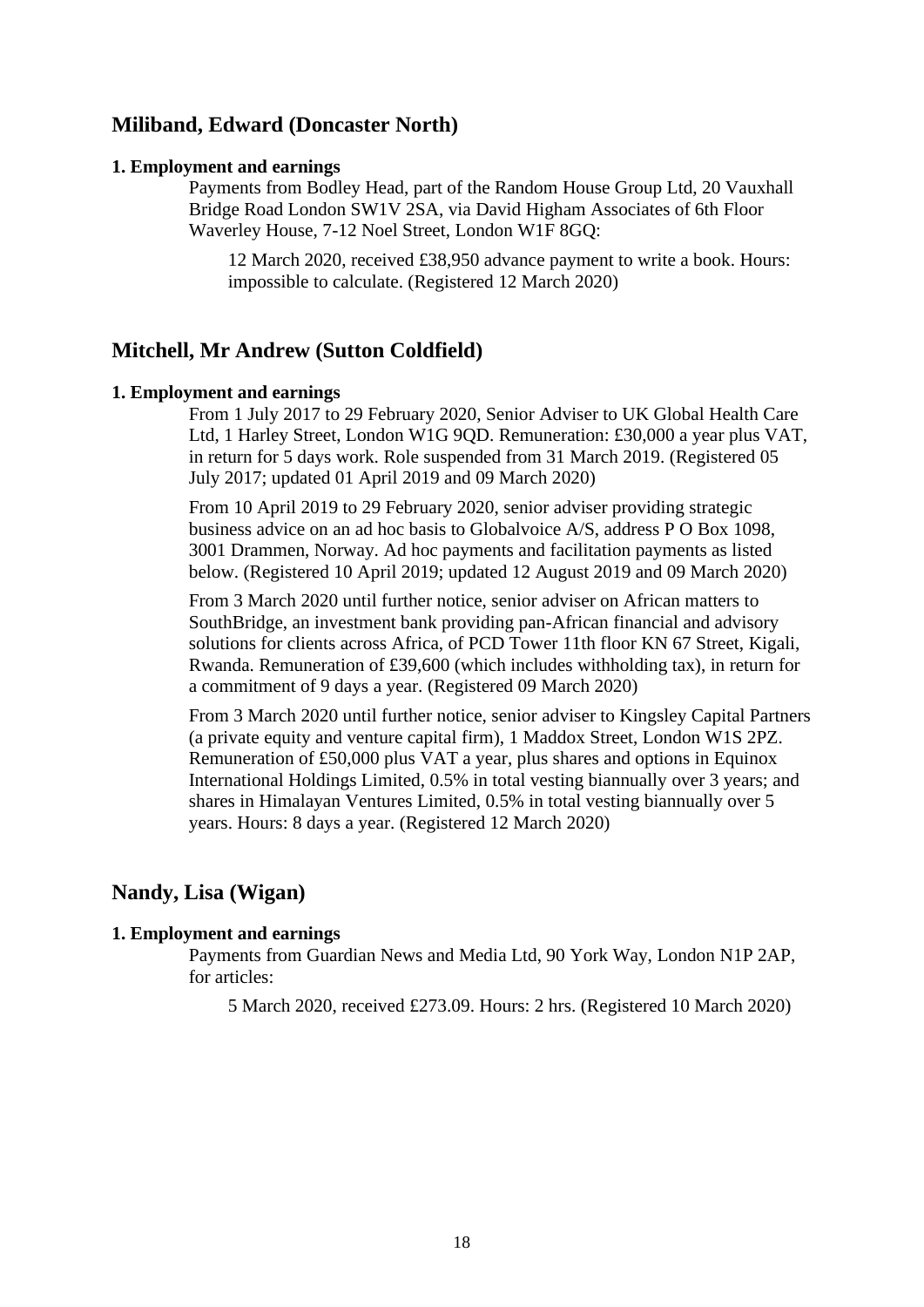## Miliband, Edward (Doncaster North)

**1. Employment and earnings**

Payments from Bodley Head, part of the Random House Group Ltd, 20 Vauxhall Bridge Road London SW1V 2SA, via David Higham Associates of 6th Floor Waverley House, 7-12 Noel Street, London W1F 8GQ:

12 March 2020, received £38,950 advance payment to write a book. Hours: impossible to calculate. (Registered 12 March 2020)

## Mitchell, Mr Andrew (Sutton Coldfield)

**1. Employment and earnings**

From 1 July 2017 to 29 February 2020, Senior Adviser to UK Global Health Care Ltd, 1 Harley Street, London W1G 9QD. Remuneration: £30,000 a year plus VAT, in return for 5 days work. Role suspended from 31 March 2019. (Registered 05 July 2017; updated 01 April 2019 and 09 March 2020)

From 10 April 2019 to 29 February 2020, senior adviser providing strategic business advice on an ad hoc basis to Globalvoice A/S, address P O Box 1098, 3001 Drammen, Norway. Ad hoc payments and facilitation payments as listed below. (Registered 10 April 2019; updated 12 August 2019 and 09 March 2020)

From 3 March 2020 until further notice, senior adviser on African matters to SouthBridge, an investment bank providing pan-African financial and advisory solutions for clients across Africa, of PCD Tower 11th floor KN 67 Street, Kigali, Rwanda. Remuneration of £39,600 (which includes withholding tax), in return for a commitment of 9 days a year. (Registered 09 March 2020)

From 3 March 2020 until further notice, senior adviser to Kingsley Capital Partners (a private equity and venture capital firm), 1 Maddox Street, London W1S 2PZ. Remuneration of £50,000 plus VAT a year, plus shares and options in Equinox International Holdings Limited, 0.5% in total vesting biannually over 3 years; and shares in Himalayan Ventures Limited, 0.5% in total vesting biannually over 5 years. Hours: 8 days a year. (Registered 12 March 2020)

## Nandy, Lisa (Wigan)

**1. Employment and earnings**

Payments from Guardian News and Media Ltd, 90 York Way, London N1P 2AP, for articles:

5 March 2020, received £273.09. Hours: 2 hrs. (Registered 10 March 2020)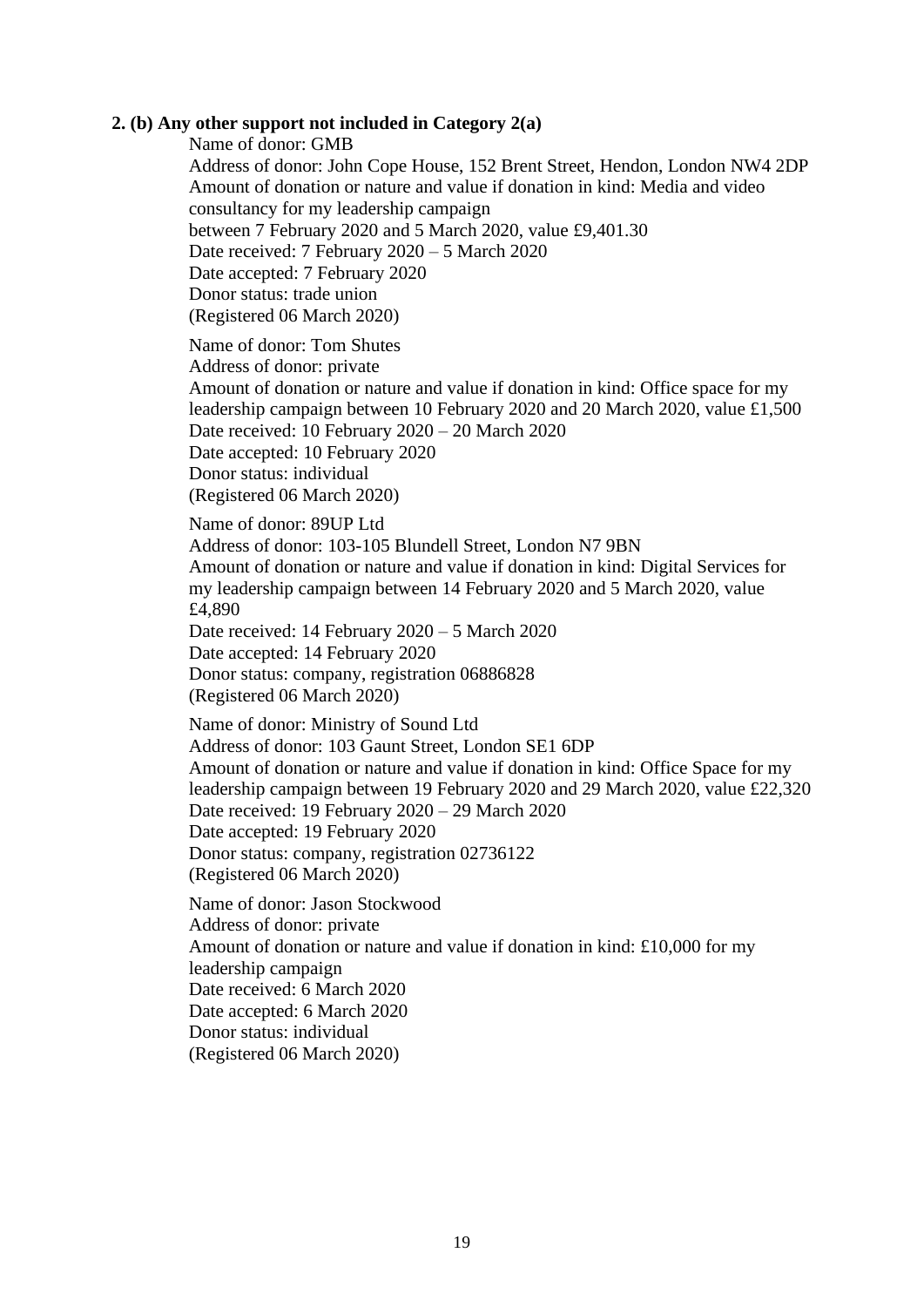**2. (b) Any other support not included in Category 2(a)**

Name of donor: GMB
Address of donor: John Cope House, 152 Brent Street, Hendon, London NW4 2DP
Amount of donation or nature and value if donation in kind: Media and video consultancy for my leadership campaign
between 7 February 2020 and 5 March 2020, value £9,401.30
Date received: 7 February 2020 – 5 March 2020
Date accepted: 7 February 2020
Donor status: trade union
(Registered 06 March 2020)

Name of donor: Tom Shutes
Address of donor: private
Amount of donation or nature and value if donation in kind: Office space for my leadership campaign between 10 February 2020 and 20 March 2020, value £1,500
Date received: 10 February 2020 – 20 March 2020
Date accepted: 10 February 2020
Donor status: individual
(Registered 06 March 2020)

Name of donor: 89UP Ltd
Address of donor: 103-105 Blundell Street, London N7 9BN
Amount of donation or nature and value if donation in kind: Digital Services for my leadership campaign between 14 February 2020 and 5 March 2020, value £4,890
Date received: 14 February 2020 – 5 March 2020
Date accepted: 14 February 2020
Donor status: company, registration 06886828
(Registered 06 March 2020)

Name of donor: Ministry of Sound Ltd
Address of donor: 103 Gaunt Street, London SE1 6DP
Amount of donation or nature and value if donation in kind: Office Space for my leadership campaign between 19 February 2020 and 29 March 2020, value £22,320
Date received: 19 February 2020 – 29 March 2020
Date accepted: 19 February 2020
Donor status: company, registration 02736122
(Registered 06 March 2020)

Name of donor: Jason Stockwood
Address of donor: private
Amount of donation or nature and value if donation in kind: £10,000 for my leadership campaign
Date received: 6 March 2020
Date accepted: 6 March 2020
Donor status: individual
(Registered 06 March 2020)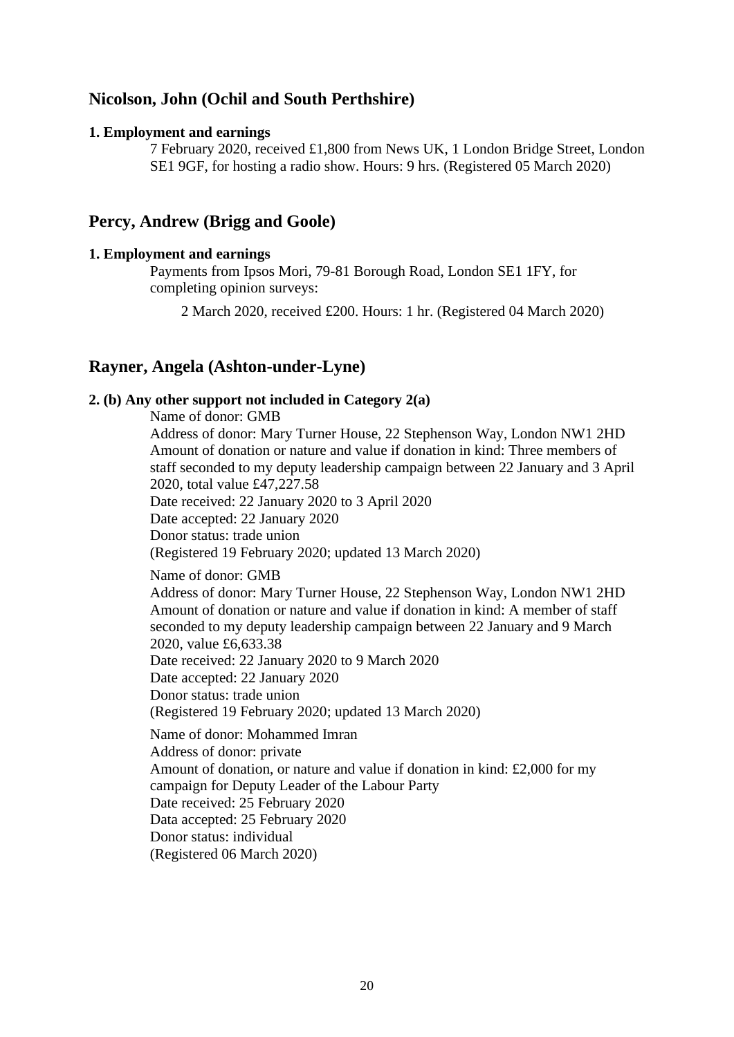## Nicolson, John (Ochil and South Perthshire)

**1. Employment and earnings**

7 February 2020, received £1,800 from News UK, 1 London Bridge Street, London SE1 9GF, for hosting a radio show. Hours: 9 hrs. (Registered 05 March 2020)

## Percy, Andrew (Brigg and Goole)

**1. Employment and earnings**

Payments from Ipsos Mori, 79-81 Borough Road, London SE1 1FY, for completing opinion surveys:

2 March 2020, received £200. Hours: 1 hr. (Registered 04 March 2020)

## Rayner, Angela (Ashton-under-Lyne)

**2. (b) Any other support not included in Category 2(a)**

Name of donor: GMB
Address of donor: Mary Turner House, 22 Stephenson Way, London NW1 2HD
Amount of donation or nature and value if donation in kind: Three members of staff seconded to my deputy leadership campaign between 22 January and 3 April 2020, total value £47,227.58
Date received: 22 January 2020 to 3 April 2020
Date accepted: 22 January 2020
Donor status: trade union
(Registered 19 February 2020; updated 13 March 2020)

Name of donor: GMB
Address of donor: Mary Turner House, 22 Stephenson Way, London NW1 2HD
Amount of donation or nature and value if donation in kind: A member of staff seconded to my deputy leadership campaign between 22 January and 9 March 2020, value £6,633.38
Date received: 22 January 2020 to 9 March 2020
Date accepted: 22 January 2020
Donor status: trade union
(Registered 19 February 2020; updated 13 March 2020)

Name of donor: Mohammed Imran
Address of donor: private
Amount of donation, or nature and value if donation in kind: £2,000 for my campaign for Deputy Leader of the Labour Party
Date received: 25 February 2020
Data accepted: 25 February 2020
Donor status: individual
(Registered 06 March 2020)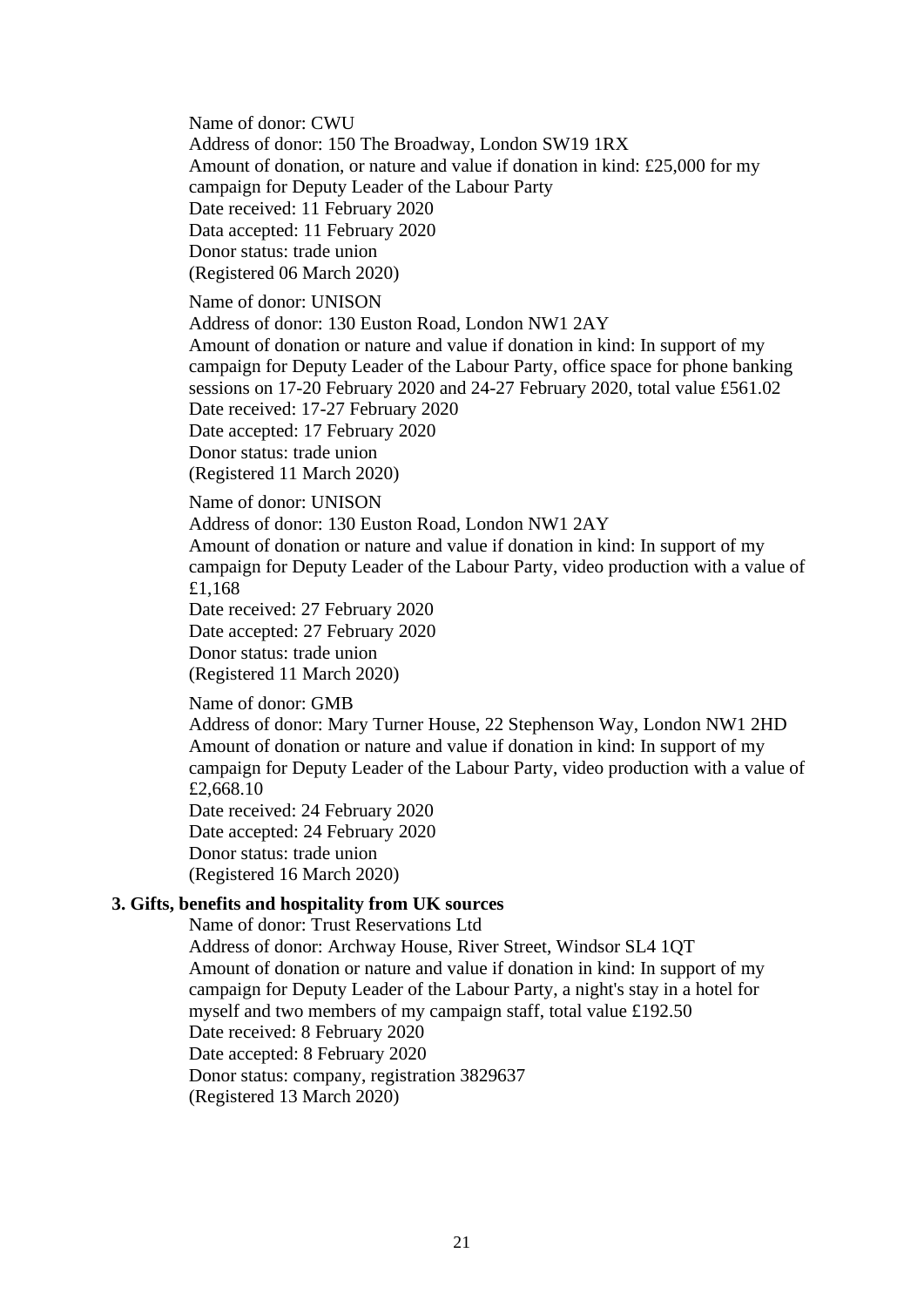Name of donor: CWU
Address of donor: 150 The Broadway, London SW19 1RX
Amount of donation, or nature and value if donation in kind: £25,000 for my campaign for Deputy Leader of the Labour Party
Date received: 11 February 2020
Data accepted: 11 February 2020
Donor status: trade union
(Registered 06 March 2020)

Name of donor: UNISON
Address of donor: 130 Euston Road, London NW1 2AY
Amount of donation or nature and value if donation in kind: In support of my campaign for Deputy Leader of the Labour Party, office space for phone banking sessions on 17-20 February 2020 and 24-27 February 2020, total value £561.02
Date received: 17-27 February 2020
Date accepted: 17 February 2020
Donor status: trade union
(Registered 11 March 2020)

Name of donor: UNISON
Address of donor: 130 Euston Road, London NW1 2AY
Amount of donation or nature and value if donation in kind: In support of my campaign for Deputy Leader of the Labour Party, video production with a value of £1,168
Date received: 27 February 2020
Date accepted: 27 February 2020
Donor status: trade union
(Registered 11 March 2020)

Name of donor: GMB
Address of donor: Mary Turner House, 22 Stephenson Way, London NW1 2HD
Amount of donation or nature and value if donation in kind: In support of my campaign for Deputy Leader of the Labour Party, video production with a value of £2,668.10
Date received: 24 February 2020
Date accepted: 24 February 2020
Donor status: trade union
(Registered 16 March 2020)

**3. Gifts, benefits and hospitality from UK sources**

Name of donor: Trust Reservations Ltd
Address of donor: Archway House, River Street, Windsor SL4 1QT
Amount of donation or nature and value if donation in kind: In support of my campaign for Deputy Leader of the Labour Party, a night's stay in a hotel for myself and two members of my campaign staff, total value £192.50
Date received: 8 February 2020
Date accepted: 8 February 2020
Donor status: company, registration 3829637
(Registered 13 March 2020)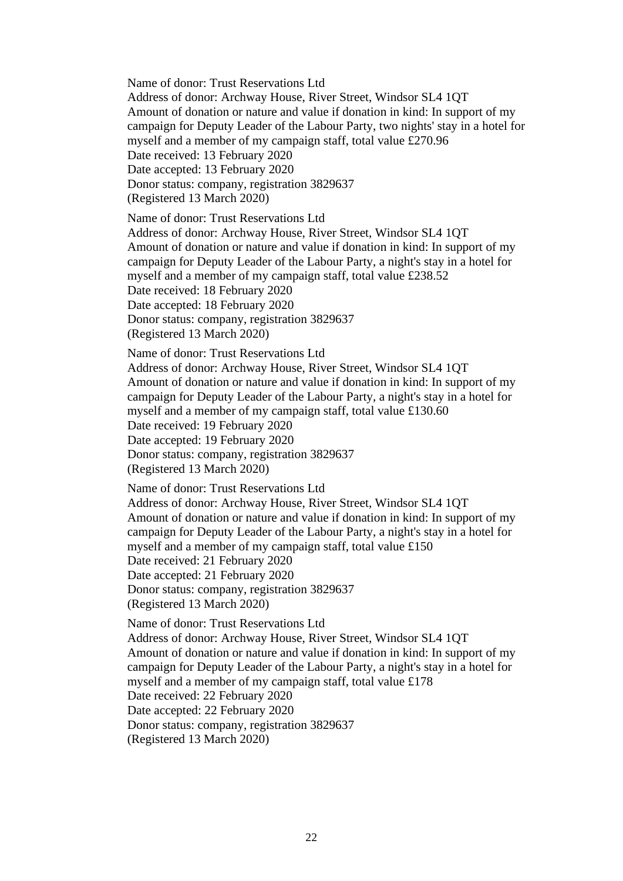Name of donor: Trust Reservations Ltd
Address of donor: Archway House, River Street, Windsor SL4 1QT
Amount of donation or nature and value if donation in kind: In support of my campaign for Deputy Leader of the Labour Party, two nights' stay in a hotel for myself and a member of my campaign staff, total value £270.96
Date received: 13 February 2020
Date accepted: 13 February 2020
Donor status: company, registration 3829637
(Registered 13 March 2020)

Name of donor: Trust Reservations Ltd
Address of donor: Archway House, River Street, Windsor SL4 1QT
Amount of donation or nature and value if donation in kind: In support of my campaign for Deputy Leader of the Labour Party, a night's stay in a hotel for myself and a member of my campaign staff, total value £238.52
Date received: 18 February 2020
Date accepted: 18 February 2020
Donor status: company, registration 3829637
(Registered 13 March 2020)

Name of donor: Trust Reservations Ltd
Address of donor: Archway House, River Street, Windsor SL4 1QT
Amount of donation or nature and value if donation in kind: In support of my campaign for Deputy Leader of the Labour Party, a night's stay in a hotel for myself and a member of my campaign staff, total value £130.60
Date received: 19 February 2020
Date accepted: 19 February 2020
Donor status: company, registration 3829637
(Registered 13 March 2020)

Name of donor: Trust Reservations Ltd
Address of donor: Archway House, River Street, Windsor SL4 1QT
Amount of donation or nature and value if donation in kind: In support of my campaign for Deputy Leader of the Labour Party, a night's stay in a hotel for myself and a member of my campaign staff, total value £150
Date received: 21 February 2020
Date accepted: 21 February 2020
Donor status: company, registration 3829637
(Registered 13 March 2020)

Name of donor: Trust Reservations Ltd
Address of donor: Archway House, River Street, Windsor SL4 1QT
Amount of donation or nature and value if donation in kind: In support of my campaign for Deputy Leader of the Labour Party, a night's stay in a hotel for myself and a member of my campaign staff, total value £178
Date received: 22 February 2020
Date accepted: 22 February 2020
Donor status: company, registration 3829637
(Registered 13 March 2020)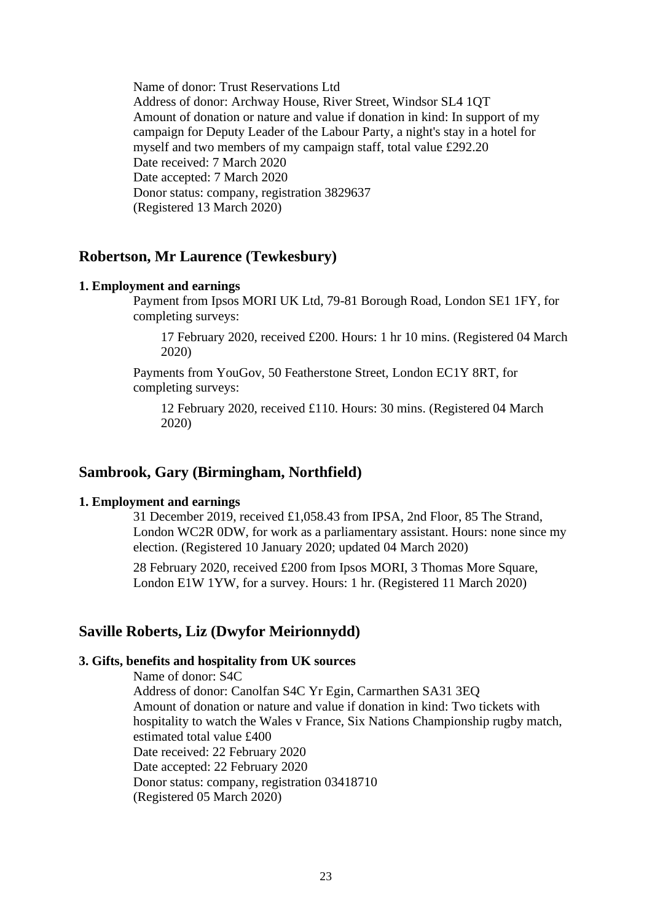Name of donor: Trust Reservations Ltd
Address of donor: Archway House, River Street, Windsor SL4 1QT
Amount of donation or nature and value if donation in kind: In support of my campaign for Deputy Leader of the Labour Party, a night's stay in a hotel for myself and two members of my campaign staff, total value £292.20
Date received: 7 March 2020
Date accepted: 7 March 2020
Donor status: company, registration 3829637
(Registered 13 March 2020)

## Robertson, Mr Laurence (Tewkesbury)

#### 1. Employment and earnings

Payment from Ipsos MORI UK Ltd, 79-81 Borough Road, London SE1 1FY, for completing surveys:

17 February 2020, received £200. Hours: 1 hr 10 mins. (Registered 04 March 2020)

Payments from YouGov, 50 Featherstone Street, London EC1Y 8RT, for completing surveys:

12 February 2020, received £110. Hours: 30 mins. (Registered 04 March 2020)

## Sambrook, Gary (Birmingham, Northfield)

#### 1. Employment and earnings

31 December 2019, received £1,058.43 from IPSA, 2nd Floor, 85 The Strand, London WC2R 0DW, for work as a parliamentary assistant. Hours: none since my election. (Registered 10 January 2020; updated 04 March 2020)

28 February 2020, received £200 from Ipsos MORI, 3 Thomas More Square, London E1W 1YW, for a survey. Hours: 1 hr. (Registered 11 March 2020)

## Saville Roberts, Liz (Dwyfor Meirionnydd)

#### 3. Gifts, benefits and hospitality from UK sources

Name of donor: S4C
Address of donor: Canolfan S4C Yr Egin, Carmarthen SA31 3EQ
Amount of donation or nature and value if donation in kind: Two tickets with hospitality to watch the Wales v France, Six Nations Championship rugby match, estimated total value £400
Date received: 22 February 2020
Date accepted: 22 February 2020
Donor status: company, registration 03418710
(Registered 05 March 2020)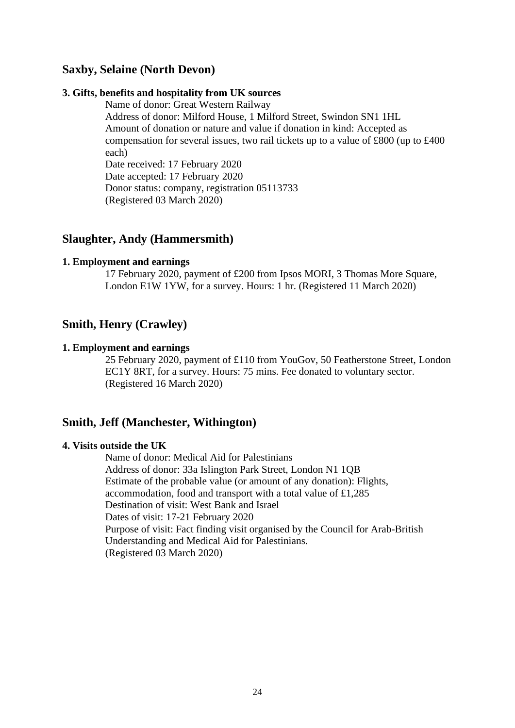## Saxby, Selaine (North Devon)

**3. Gifts, benefits and hospitality from UK sources**

Name of donor: Great Western Railway
Address of donor: Milford House, 1 Milford Street, Swindon SN1 1HL
Amount of donation or nature and value if donation in kind: Accepted as compensation for several issues, two rail tickets up to a value of £800 (up to £400 each)
Date received: 17 February 2020
Date accepted: 17 February 2020
Donor status: company, registration 05113733
(Registered 03 March 2020)

## Slaughter, Andy (Hammersmith)

**1. Employment and earnings**

17 February 2020, payment of £200 from Ipsos MORI, 3 Thomas More Square, London E1W 1YW, for a survey. Hours: 1 hr. (Registered 11 March 2020)

## Smith, Henry (Crawley)

**1. Employment and earnings**

25 February 2020, payment of £110 from YouGov, 50 Featherstone Street, London EC1Y 8RT, for a survey. Hours: 75 mins. Fee donated to voluntary sector. (Registered 16 March 2020)

## Smith, Jeff (Manchester, Withington)

**4. Visits outside the UK**

Name of donor: Medical Aid for Palestinians
Address of donor: 33a Islington Park Street, London N1 1QB
Estimate of the probable value (or amount of any donation): Flights, accommodation, food and transport with a total value of £1,285
Destination of visit: West Bank and Israel
Dates of visit: 17-21 February 2020
Purpose of visit: Fact finding visit organised by the Council for Arab-British Understanding and Medical Aid for Palestinians.
(Registered 03 March 2020)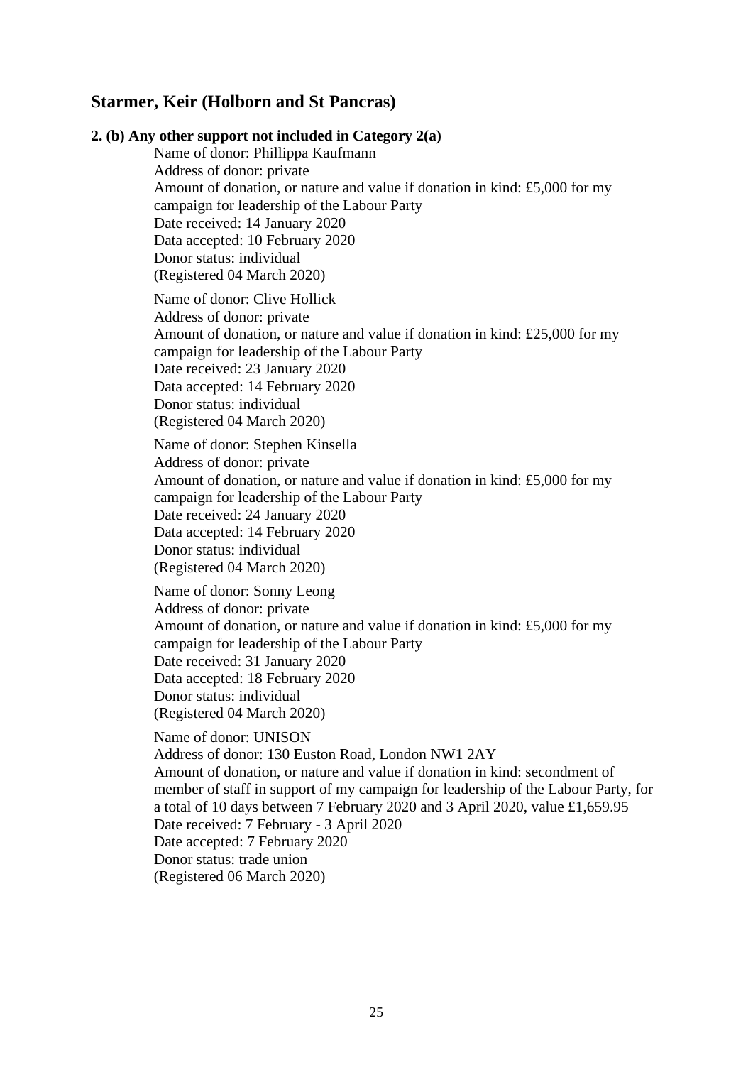## Starmer, Keir (Holborn and St Pancras)

**2. (b) Any other support not included in Category 2(a)**

Name of donor: Phillippa Kaufmann
Address of donor: private
Amount of donation, or nature and value if donation in kind: £5,000 for my campaign for leadership of the Labour Party
Date received: 14 January 2020
Data accepted: 10 February 2020
Donor status: individual
(Registered 04 March 2020)

Name of donor: Clive Hollick
Address of donor: private
Amount of donation, or nature and value if donation in kind: £25,000 for my campaign for leadership of the Labour Party
Date received: 23 January 2020
Data accepted: 14 February 2020
Donor status: individual
(Registered 04 March 2020)

Name of donor: Stephen Kinsella
Address of donor: private
Amount of donation, or nature and value if donation in kind: £5,000 for my campaign for leadership of the Labour Party
Date received: 24 January 2020
Data accepted: 14 February 2020
Donor status: individual
(Registered 04 March 2020)

Name of donor: Sonny Leong
Address of donor: private
Amount of donation, or nature and value if donation in kind: £5,000 for my campaign for leadership of the Labour Party
Date received: 31 January 2020
Data accepted: 18 February 2020
Donor status: individual
(Registered 04 March 2020)

Name of donor: UNISON
Address of donor: 130 Euston Road, London NW1 2AY
Amount of donation, or nature and value if donation in kind: secondment of member of staff in support of my campaign for leadership of the Labour Party, for a total of 10 days between 7 February 2020 and 3 April 2020, value £1,659.95
Date received: 7 February - 3 April 2020
Date accepted: 7 February 2020
Donor status: trade union
(Registered 06 March 2020)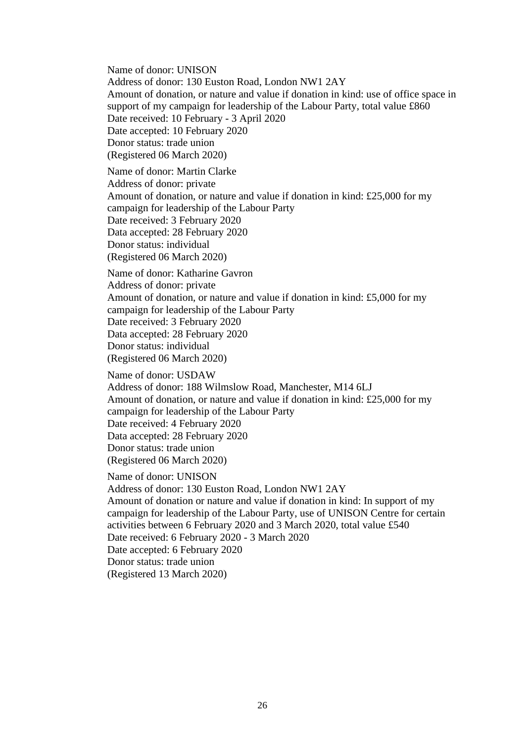Name of donor: UNISON
Address of donor: 130 Euston Road, London NW1 2AY
Amount of donation, or nature and value if donation in kind: use of office space in support of my campaign for leadership of the Labour Party, total value £860
Date received: 10 February - 3 April 2020
Date accepted: 10 February 2020
Donor status: trade union
(Registered 06 March 2020)

Name of donor: Martin Clarke
Address of donor: private
Amount of donation, or nature and value if donation in kind: £25,000 for my campaign for leadership of the Labour Party
Date received: 3 February 2020
Data accepted: 28 February 2020
Donor status: individual
(Registered 06 March 2020)

Name of donor: Katharine Gavron
Address of donor: private
Amount of donation, or nature and value if donation in kind: £5,000 for my campaign for leadership of the Labour Party
Date received: 3 February 2020
Data accepted: 28 February 2020
Donor status: individual
(Registered 06 March 2020)

Name of donor: USDAW
Address of donor: 188 Wilmslow Road, Manchester, M14 6LJ
Amount of donation, or nature and value if donation in kind: £25,000 for my campaign for leadership of the Labour Party
Date received: 4 February 2020
Data accepted: 28 February 2020
Donor status: trade union
(Registered 06 March 2020)

Name of donor: UNISON
Address of donor: 130 Euston Road, London NW1 2AY
Amount of donation or nature and value if donation in kind: In support of my campaign for leadership of the Labour Party, use of UNISON Centre for certain activities between 6 February 2020 and 3 March 2020, total value £540
Date received: 6 February 2020 - 3 March 2020
Date accepted: 6 February 2020
Donor status: trade union
(Registered 13 March 2020)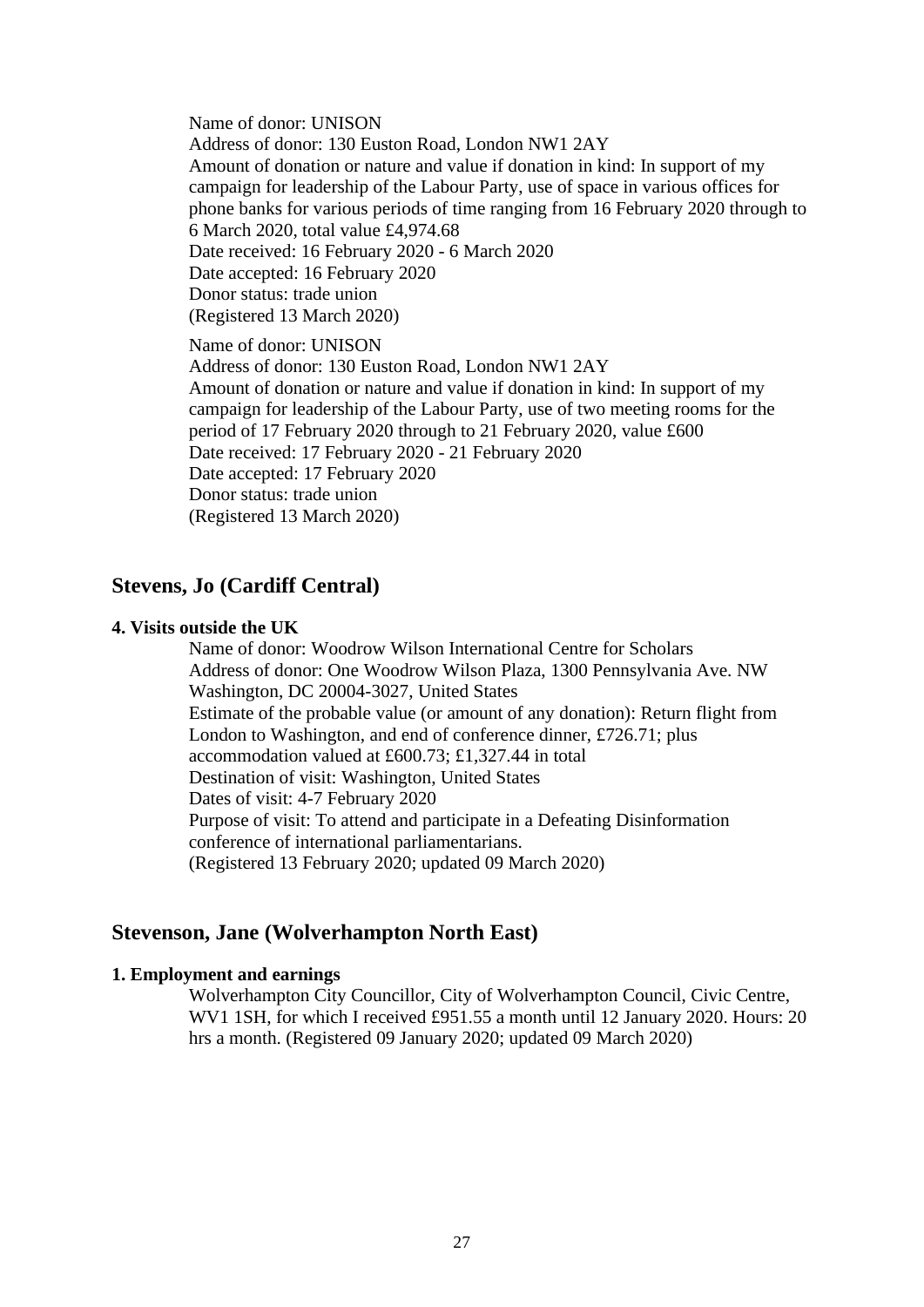Name of donor: UNISON
Address of donor: 130 Euston Road, London NW1 2AY
Amount of donation or nature and value if donation in kind: In support of my campaign for leadership of the Labour Party, use of space in various offices for phone banks for various periods of time ranging from 16 February 2020 through to 6 March 2020, total value £4,974.68
Date received: 16 February 2020 - 6 March 2020
Date accepted: 16 February 2020
Donor status: trade union
(Registered 13 March 2020)

Name of donor: UNISON
Address of donor: 130 Euston Road, London NW1 2AY
Amount of donation or nature and value if donation in kind: In support of my campaign for leadership of the Labour Party, use of two meeting rooms for the period of 17 February 2020 through to 21 February 2020, value £600
Date received: 17 February 2020 - 21 February 2020
Date accepted: 17 February 2020
Donor status: trade union
(Registered 13 March 2020)

## Stevens, Jo (Cardiff Central)

**4. Visits outside the UK**

Name of donor: Woodrow Wilson International Centre for Scholars
Address of donor: One Woodrow Wilson Plaza, 1300 Pennsylvania Ave. NW Washington, DC 20004-3027, United States
Estimate of the probable value (or amount of any donation): Return flight from London to Washington, and end of conference dinner, £726.71; plus accommodation valued at £600.73; £1,327.44 in total
Destination of visit: Washington, United States
Dates of visit: 4-7 February 2020
Purpose of visit: To attend and participate in a Defeating Disinformation conference of international parliamentarians.
(Registered 13 February 2020; updated 09 March 2020)

## Stevenson, Jane (Wolverhampton North East)

**1. Employment and earnings**

Wolverhampton City Councillor, City of Wolverhampton Council, Civic Centre, WV1 1SH, for which I received £951.55 a month until 12 January 2020. Hours: 20 hrs a month. (Registered 09 January 2020; updated 09 March 2020)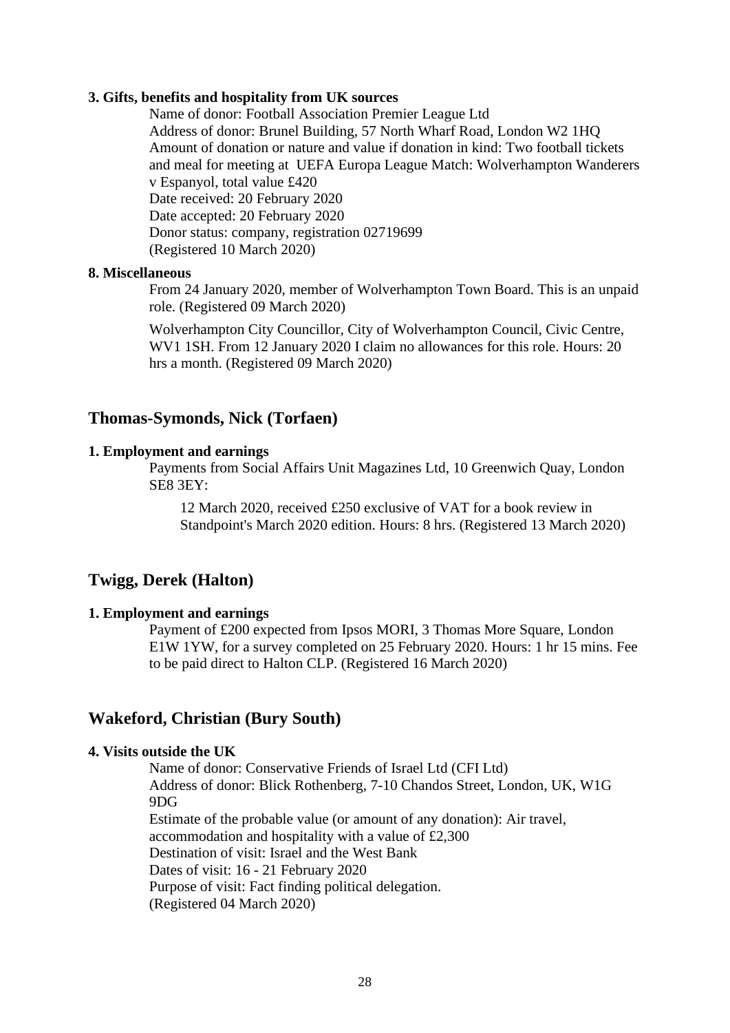**3. Gifts, benefits and hospitality from UK sources**

Name of donor: Football Association Premier League Ltd
Address of donor: Brunel Building, 57 North Wharf Road, London W2 1HQ
Amount of donation or nature and value if donation in kind: Two football tickets and meal for meeting at UEFA Europa League Match: Wolverhampton Wanderers v Espanyol, total value £420
Date received: 20 February 2020
Date accepted: 20 February 2020
Donor status: company, registration 02719699
(Registered 10 March 2020)

**8. Miscellaneous**

From 24 January 2020, member of Wolverhampton Town Board. This is an unpaid role. (Registered 09 March 2020)

Wolverhampton City Councillor, City of Wolverhampton Council, Civic Centre, WV1 1SH. From 12 January 2020 I claim no allowances for this role. Hours: 20 hrs a month. (Registered 09 March 2020)

## Thomas-Symonds, Nick (Torfaen)

**1. Employment and earnings**

Payments from Social Affairs Unit Magazines Ltd, 10 Greenwich Quay, London SE8 3EY:

12 March 2020, received £250 exclusive of VAT for a book review in Standpoint's March 2020 edition. Hours: 8 hrs. (Registered 13 March 2020)

## Twigg, Derek (Halton)

**1. Employment and earnings**

Payment of £200 expected from Ipsos MORI, 3 Thomas More Square, London E1W 1YW, for a survey completed on 25 February 2020. Hours: 1 hr 15 mins. Fee to be paid direct to Halton CLP. (Registered 16 March 2020)

## Wakeford, Christian (Bury South)

**4. Visits outside the UK**

Name of donor: Conservative Friends of Israel Ltd (CFI Ltd)
Address of donor: Blick Rothenberg, 7-10 Chandos Street, London, UK, W1G 9DG
Estimate of the probable value (or amount of any donation): Air travel, accommodation and hospitality with a value of £2,300
Destination of visit: Israel and the West Bank
Dates of visit: 16 - 21 February 2020
Purpose of visit: Fact finding political delegation.
(Registered 04 March 2020)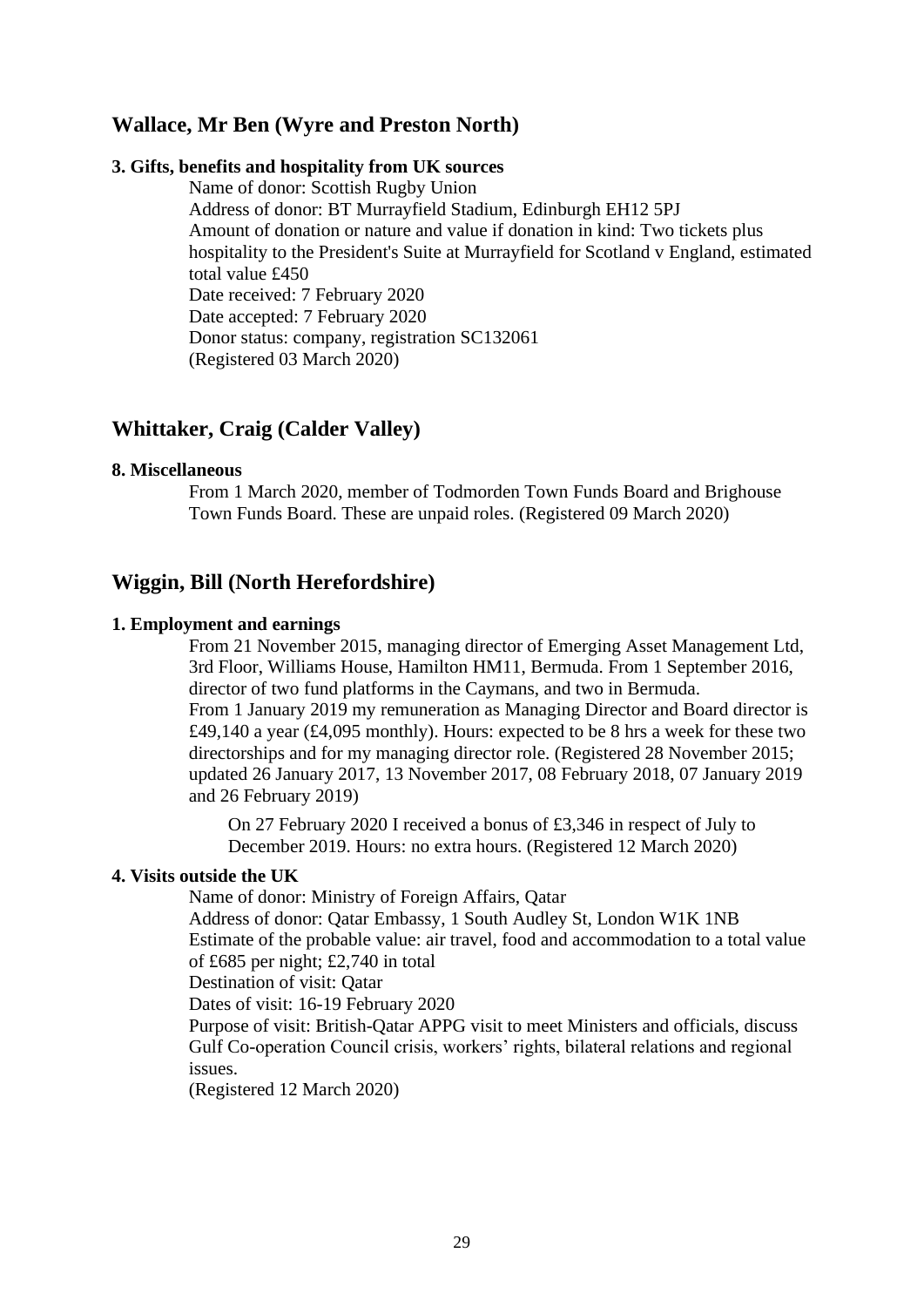## Wallace, Mr Ben (Wyre and Preston North)

**3. Gifts, benefits and hospitality from UK sources**

Name of donor: Scottish Rugby Union
Address of donor: BT Murrayfield Stadium, Edinburgh EH12 5PJ
Amount of donation or nature and value if donation in kind: Two tickets plus hospitality to the President's Suite at Murrayfield for Scotland v England, estimated total value £450
Date received: 7 February 2020
Date accepted: 7 February 2020
Donor status: company, registration SC132061
(Registered 03 March 2020)

## Whittaker, Craig (Calder Valley)

**8. Miscellaneous**

From 1 March 2020, member of Todmorden Town Funds Board and Brighouse Town Funds Board. These are unpaid roles. (Registered 09 March 2020)

## Wiggin, Bill (North Herefordshire)

**1. Employment and earnings**

From 21 November 2015, managing director of Emerging Asset Management Ltd, 3rd Floor, Williams House, Hamilton HM11, Bermuda. From 1 September 2016, director of two fund platforms in the Caymans, and two in Bermuda.
From 1 January 2019 my remuneration as Managing Director and Board director is £49,140 a year (£4,095 monthly). Hours: expected to be 8 hrs a week for these two directorships and for my managing director role. (Registered 28 November 2015; updated 26 January 2017, 13 November 2017, 08 February 2018, 07 January 2019 and 26 February 2019)

On 27 February 2020 I received a bonus of £3,346 in respect of July to December 2019. Hours: no extra hours. (Registered 12 March 2020)

**4. Visits outside the UK**

Name of donor: Ministry of Foreign Affairs, Qatar
Address of donor: Qatar Embassy, 1 South Audley St, London W1K 1NB
Estimate of the probable value: air travel, food and accommodation to a total value of £685 per night; £2,740 in total
Destination of visit: Qatar
Dates of visit: 16-19 February 2020
Purpose of visit: British-Qatar APPG visit to meet Ministers and officials, discuss Gulf Co-operation Council crisis, workers' rights, bilateral relations and regional issues.
(Registered 12 March 2020)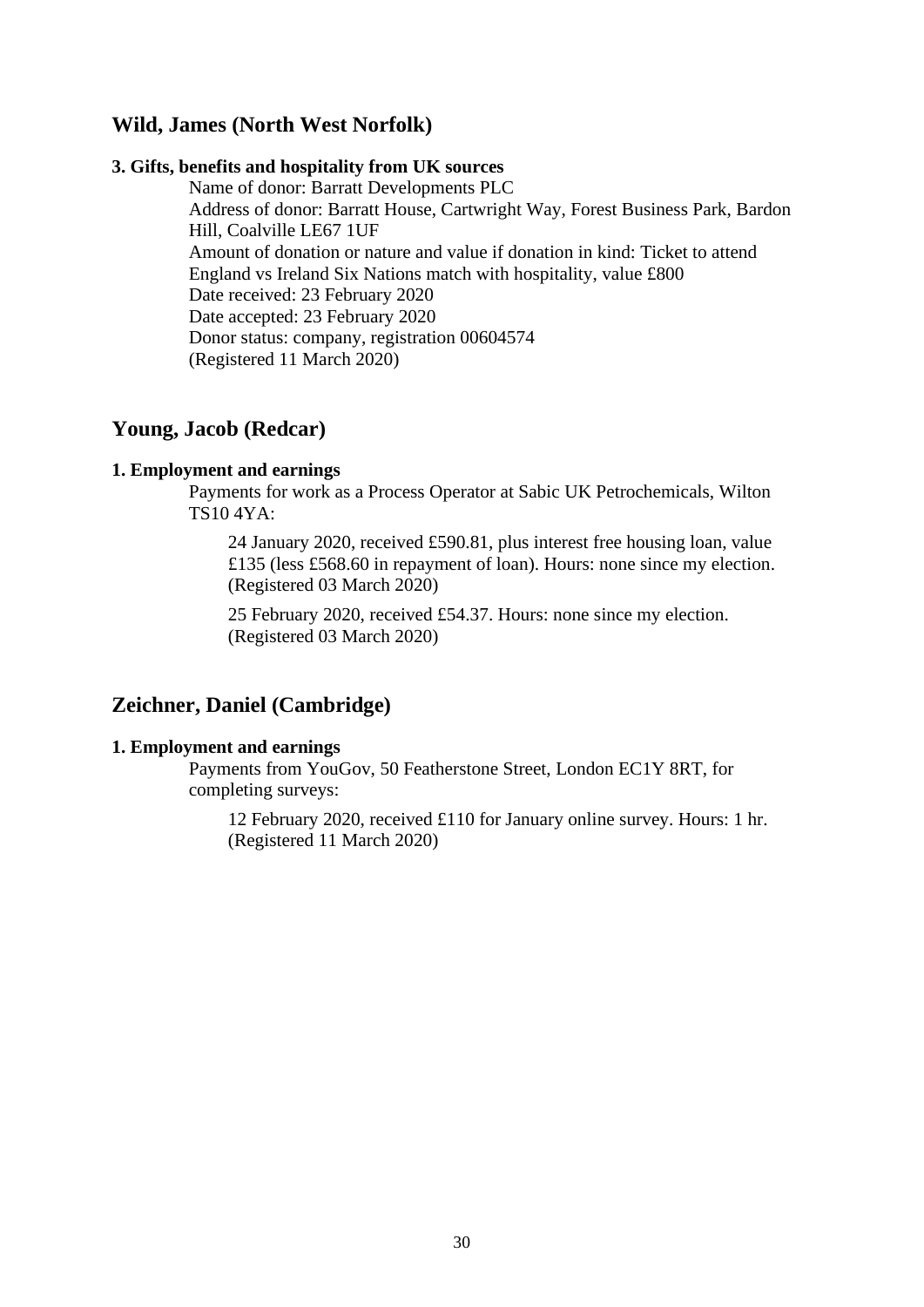## Wild, James (North West Norfolk)

**3. Gifts, benefits and hospitality from UK sources**

Name of donor: Barratt Developments PLC
Address of donor: Barratt House, Cartwright Way, Forest Business Park, Bardon Hill, Coalville LE67 1UF
Amount of donation or nature and value if donation in kind: Ticket to attend England vs Ireland Six Nations match with hospitality, value £800
Date received: 23 February 2020
Date accepted: 23 February 2020
Donor status: company, registration 00604574
(Registered 11 March 2020)

## Young, Jacob (Redcar)

**1. Employment and earnings**

Payments for work as a Process Operator at Sabic UK Petrochemicals, Wilton TS10 4YA:

24 January 2020, received £590.81, plus interest free housing loan, value £135 (less £568.60 in repayment of loan). Hours: none since my election. (Registered 03 March 2020)

25 February 2020, received £54.37. Hours: none since my election. (Registered 03 March 2020)

## Zeichner, Daniel (Cambridge)

**1. Employment and earnings**

Payments from YouGov, 50 Featherstone Street, London EC1Y 8RT, for completing surveys:

12 February 2020, received £110 for January online survey. Hours: 1 hr. (Registered 11 March 2020)